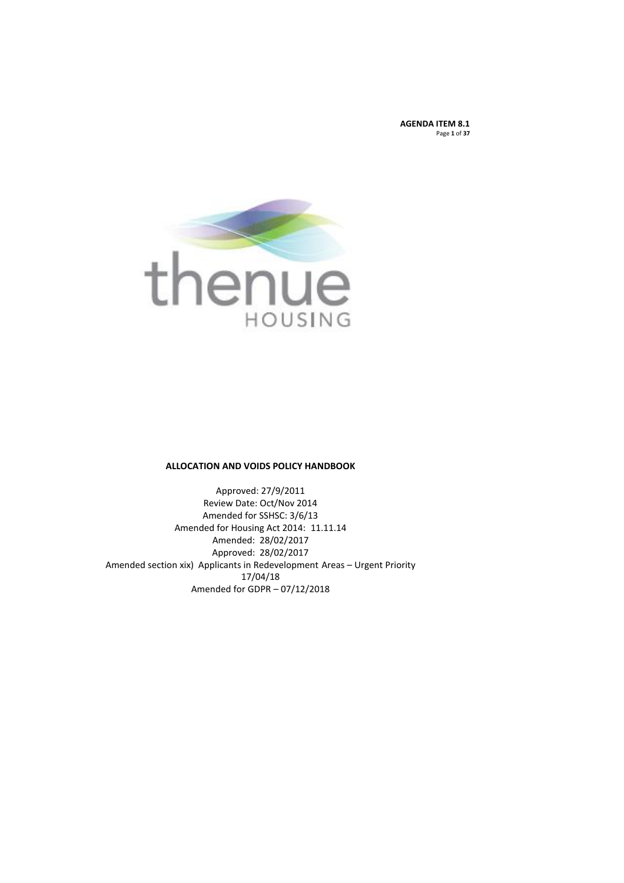**AGENDA ITEM 8.1**

thenue

HOUSING

# ALLOCATION AND VOIDS POLICY HANDBOOK

Approved: 27/9/2011
Review Date: Oct/Nov 2014
Amended for SSHSC: 3/6/13
Amended for Housing Act 2014: 11.11.14
Amended: 28/02/2017
Approved: 28/02/2017
Amended section xix) Applicants in Redevelopment Areas – Urgent Priority
17/04/18
Amended for GDPR – 07/12/2018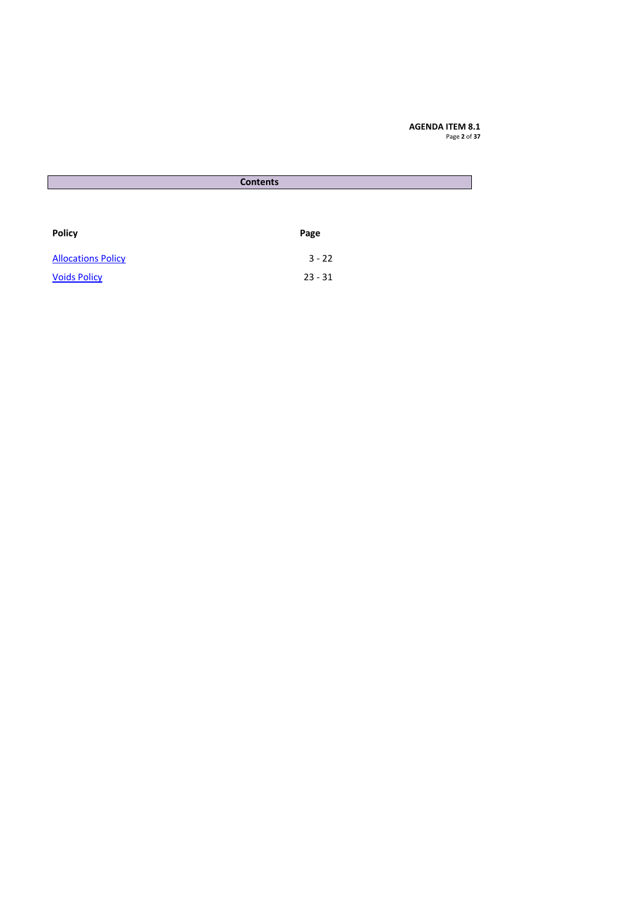## Contents

| Policy | Page |
| --- | --- |
| Allocations Policy | 3 - 22 |
| Voids Policy | 23 - 31 |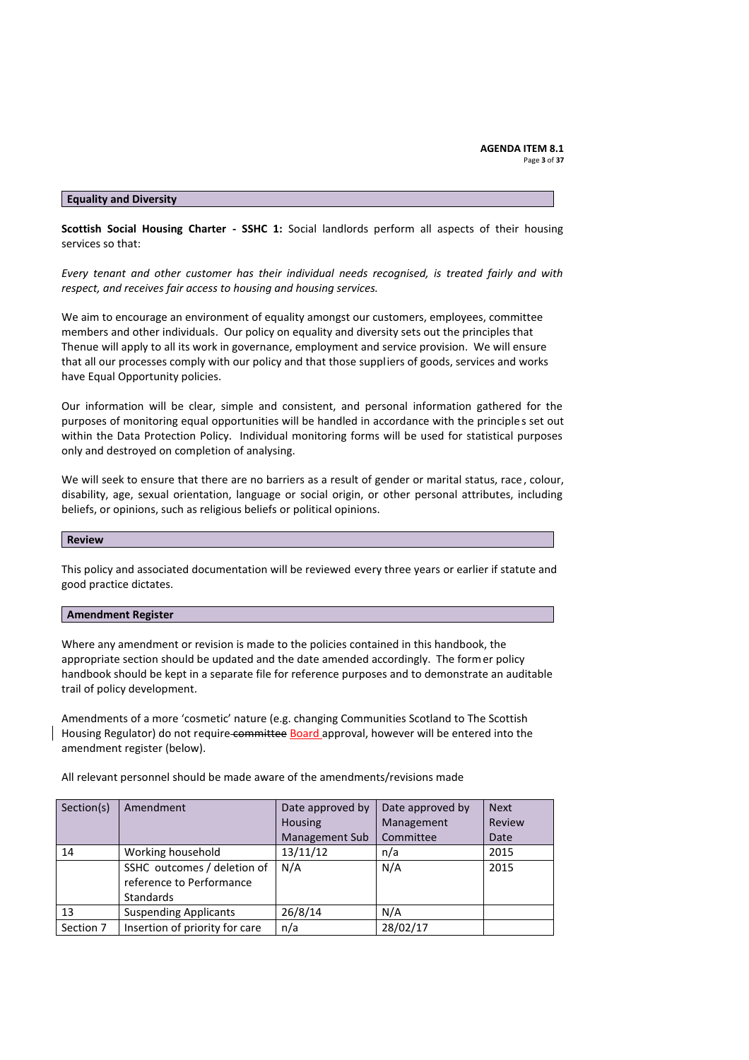## Equality and Diversity

**Scottish Social Housing Charter - SSHC 1:** Social landlords perform all aspects of their housing services so that:

*Every tenant and other customer has their individual needs recognised, is treated fairly and with respect, and receives fair access to housing and housing services.*

We aim to encourage an environment of equality amongst our customers, employees, committee members and other individuals. Our policy on equality and diversity sets out the principles that Thenue will apply to all its work in governance, employment and service provision. We will ensure that all our processes comply with our policy and that those suppliers of goods, services and works have Equal Opportunity policies.

Our information will be clear, simple and consistent, and personal information gathered for the purposes of monitoring equal opportunities will be handled in accordance with the principles set out within the Data Protection Policy. Individual monitoring forms will be used for statistical purposes only and destroyed on completion of analysing.

We will seek to ensure that there are no barriers as a result of gender or marital status, race, colour, disability, age, sexual orientation, language or social origin, or other personal attributes, including beliefs, or opinions, such as religious beliefs or political opinions.

## Review

This policy and associated documentation will be reviewed every three years or earlier if statute and good practice dictates.

## Amendment Register

Where any amendment or revision is made to the policies contained in this handbook, the appropriate section should be updated and the date amended accordingly. The former policy handbook should be kept in a separate file for reference purposes and to demonstrate an auditable trail of policy development.

Amendments of a more 'cosmetic' nature (e.g. changing Communities Scotland to The Scottish Housing Regulator) do not require ~~committee~~ Board approval, however will be entered into the amendment register (below).

All relevant personnel should be made aware of the amendments/revisions made

| Section(s) | Amendment | Date approved by Housing Management Sub | Date approved by Management Committee | Next Review Date |
|---|---|---|---|---|
| 14 | Working household | 13/11/12 | n/a | 2015 |
| | SSHC outcomes / deletion of reference to Performance Standards | N/A | N/A | 2015 |
| 13 | Suspending Applicants | 26/8/14 | N/A | |
| Section 7 | Insertion of priority for care | n/a | 28/02/17 | |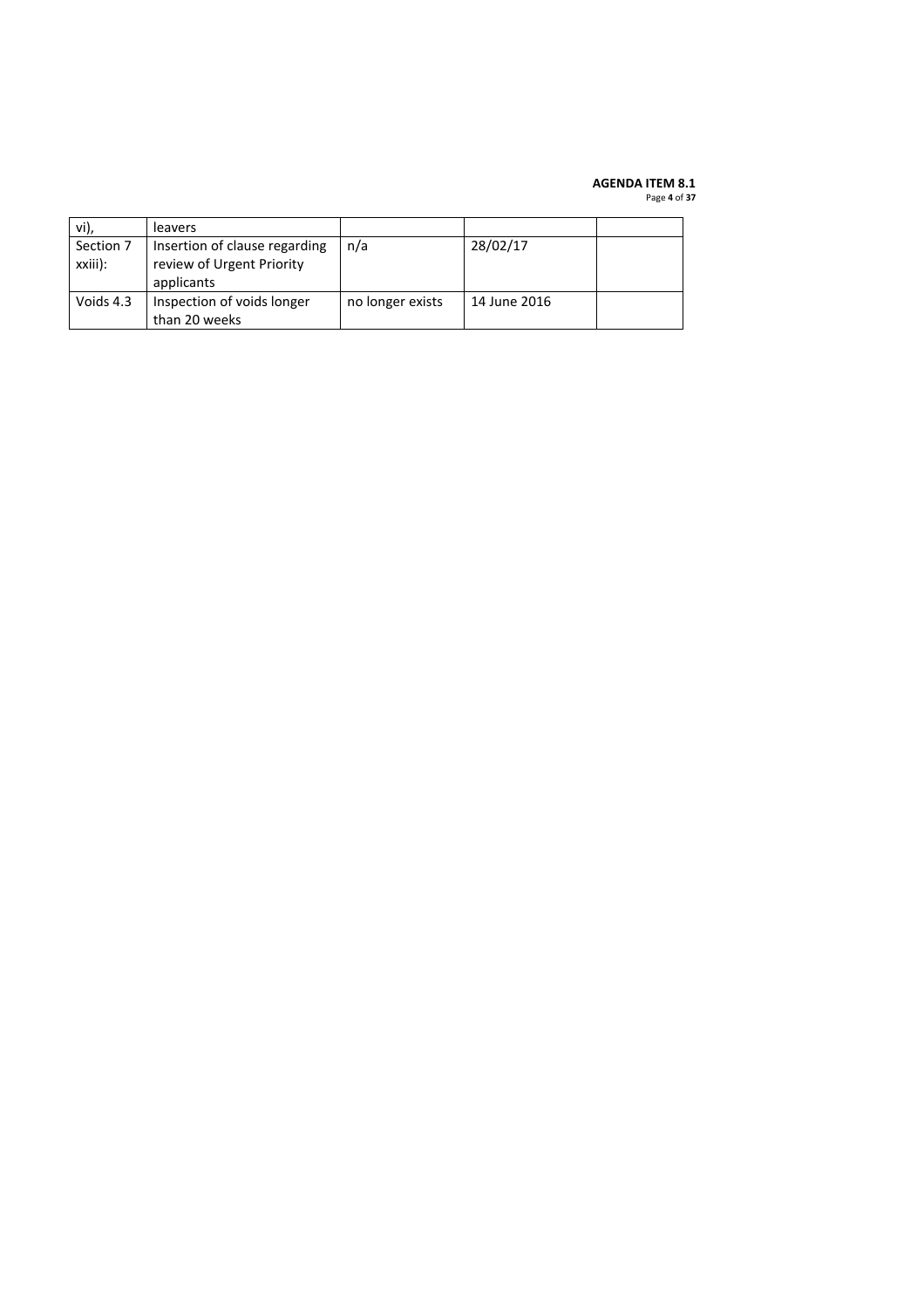| | | | | |
|---|---|---|---|---|
| vi), | leavers | | | |
| Section 7 xxiii): | Insertion of clause regarding review of Urgent Priority applicants | n/a | 28/02/17 | |
| Voids 4.3 | Inspection of voids longer than 20 weeks | no longer exists | 14 June 2016 | |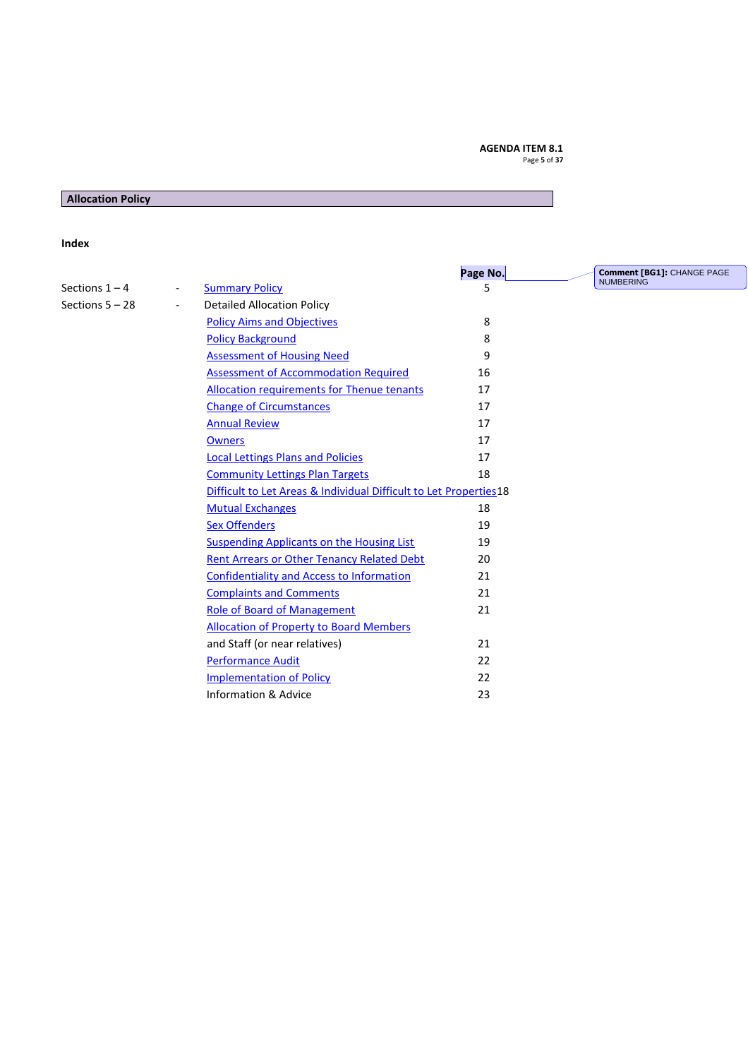**Allocation Policy**

**Index**

| | | | **Page No.** |
|---|---|---|---|
| Sections 1 – 4 | - | Summary Policy | 5 |
| Sections 5 – 28 | - | Detailed Allocation Policy | |
| | | Policy Aims and Objectives | 8 |
| | | Policy Background | 8 |
| | | Assessment of Housing Need | 9 |
| | | Assessment of Accommodation Required | 16 |
| | | Allocation requirements for Thenue tenants | 17 |
| | | Change of Circumstances | 17 |
| | | Annual Review | 17 |
| | | Owners | 17 |
| | | Local Lettings Plans and Policies | 17 |
| | | Community Lettings Plan Targets | 18 |
| | | Difficult to Let Areas & Individual Difficult to Let Properties | 18 |
| | | Mutual Exchanges | 18 |
| | | Sex Offenders | 19 |
| | | Suspending Applicants on the Housing List | 19 |
| | | Rent Arrears or Other Tenancy Related Debt | 20 |
| | | Confidentiality and Access to Information | 21 |
| | | Complaints and Comments | 21 |
| | | Role of Board of Management | 21 |
| | | Allocation of Property to Board Members and Staff (or near relatives) | 21 |
| | | Performance Audit | 22 |
| | | Implementation of Policy | 22 |
| | | Information & Advice | 23 |

Comment [BG1]: CHANGE PAGE NUMBERING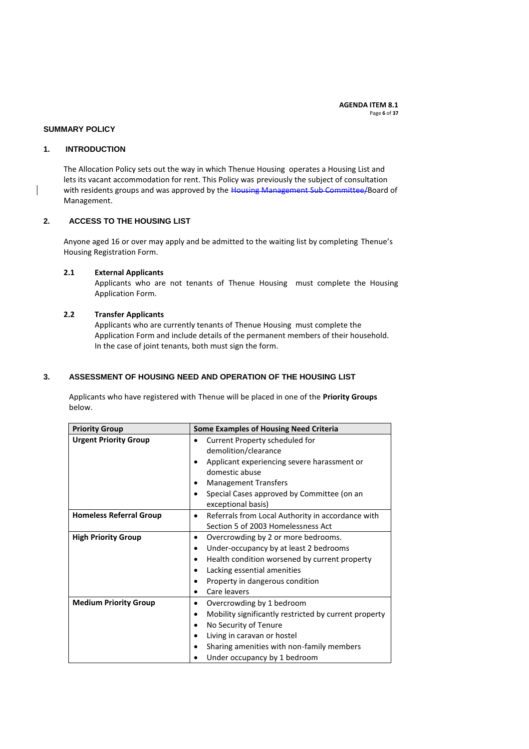**AGENDA ITEM 8.1**

## SUMMARY POLICY

### 1. INTRODUCTION

The Allocation Policy sets out the way in which Thenue Housing operates a Housing List and lets its vacant accommodation for rent. This Policy was previously the subject of consultation with residents groups and was approved by the ~~Housing Management Sub Committee/~~Board of Management.

### 2. ACCESS TO THE HOUSING LIST

Anyone aged 16 or over may apply and be admitted to the waiting list by completing Thenue's Housing Registration Form.

**2.1 External Applicants**

Applicants who are not tenants of Thenue Housing must complete the Housing Application Form.

**2.2 Transfer Applicants**

Applicants who are currently tenants of Thenue Housing must complete the Application Form and include details of the permanent members of their household. In the case of joint tenants, both must sign the form.

### 3. ASSESSMENT OF HOUSING NEED AND OPERATION OF THE HOUSING LIST

Applicants who have registered with Thenue will be placed in one of the **Priority Groups** below.

| Priority Group | Some Examples of Housing Need Criteria |
|---|---|
| **Urgent Priority Group** | • Current Property scheduled for demolition/clearance<br>• Applicant experiencing severe harassment or domestic abuse<br>• Management Transfers<br>• Special Cases approved by Committee (on an exceptional basis) |
| **Homeless Referral Group** | • Referrals from Local Authority in accordance with Section 5 of 2003 Homelessness Act |
| **High Priority Group** | • Overcrowding by 2 or more bedrooms.<br>• Under-occupancy by at least 2 bedrooms<br>• Health condition worsened by current property<br>• Lacking essential amenities<br>• Property in dangerous condition<br>• Care leavers |
| **Medium Priority Group** | • Overcrowding by 1 bedroom<br>• Mobility significantly restricted by current property<br>• No Security of Tenure<br>• Living in caravan or hostel<br>• Sharing amenities with non-family members<br>• Under occupancy by 1 bedroom |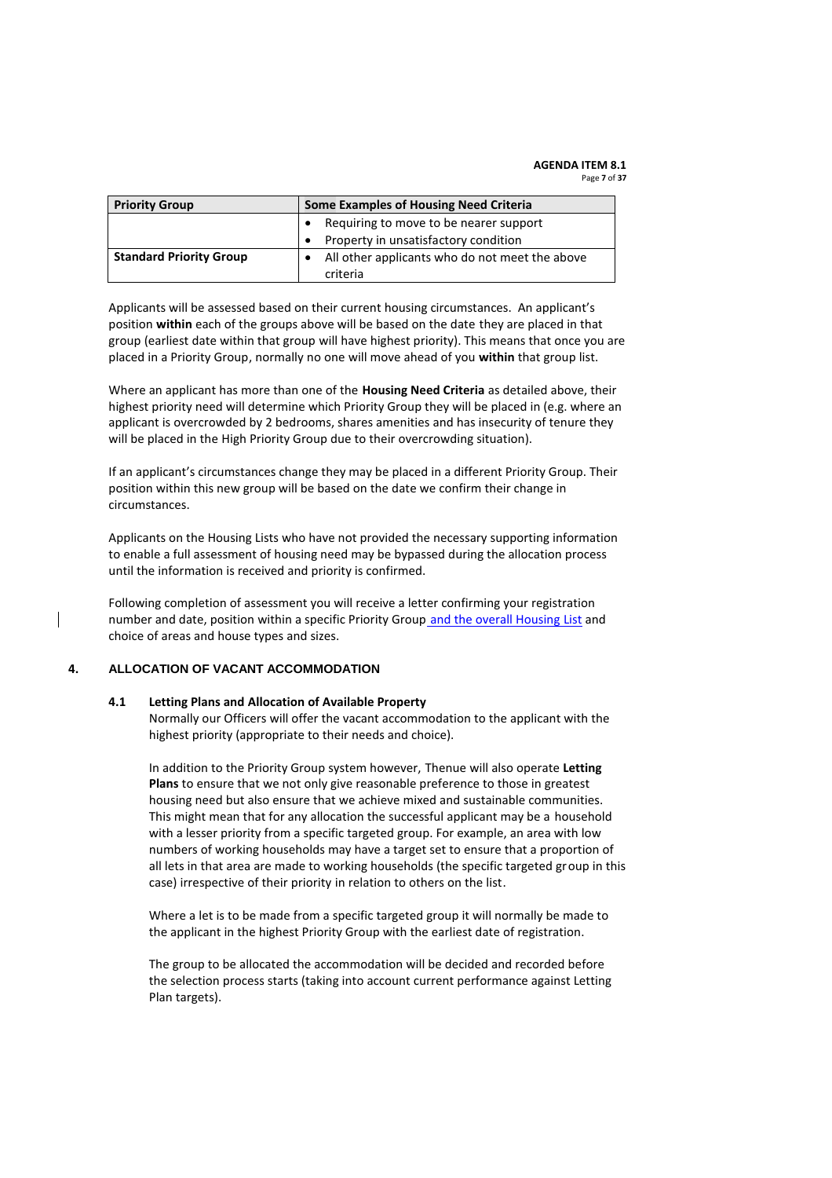| Priority Group | Some Examples of Housing Need Criteria |
|---|---|
| | • Requiring to move to be nearer support<br>• Property in unsatisfactory condition |
| **Standard Priority Group** | • All other applicants who do not meet the above criteria |

Applicants will be assessed based on their current housing circumstances. An applicant's position **within** each of the groups above will be based on the date they are placed in that group (earliest date within that group will have highest priority). This means that once you are placed in a Priority Group, normally no one will move ahead of you **within** that group list.

Where an applicant has more than one of the **Housing Need Criteria** as detailed above, their highest priority need will determine which Priority Group they will be placed in (e.g. where an applicant is overcrowded by 2 bedrooms, shares amenities and has insecurity of tenure they will be placed in the High Priority Group due to their overcrowding situation).

If an applicant's circumstances change they may be placed in a different Priority Group. Their position within this new group will be based on the date we confirm their change in circumstances.

Applicants on the Housing Lists who have not provided the necessary supporting information to enable a full assessment of housing need may be bypassed during the allocation process until the information is received and priority is confirmed.

Following completion of assessment you will receive a letter confirming your registration number and date, position within a specific Priority Group and the overall Housing List and choice of areas and house types and sizes.

## 4. ALLOCATION OF VACANT ACCOMMODATION

### 4.1 Letting Plans and Allocation of Available Property

Normally our Officers will offer the vacant accommodation to the applicant with the highest priority (appropriate to their needs and choice).

In addition to the Priority Group system however, Thenue will also operate **Letting Plans** to ensure that we not only give reasonable preference to those in greatest housing need but also ensure that we achieve mixed and sustainable communities. This might mean that for any allocation the successful applicant may be a household with a lesser priority from a specific targeted group. For example, an area with low numbers of working households may have a target set to ensure that a proportion of all lets in that area are made to working households (the specific targeted group in this case) irrespective of their priority in relation to others on the list.

Where a let is to be made from a specific targeted group it will normally be made to the applicant in the highest Priority Group with the earliest date of registration.

The group to be allocated the accommodation will be decided and recorded before the selection process starts (taking into account current performance against Letting Plan targets).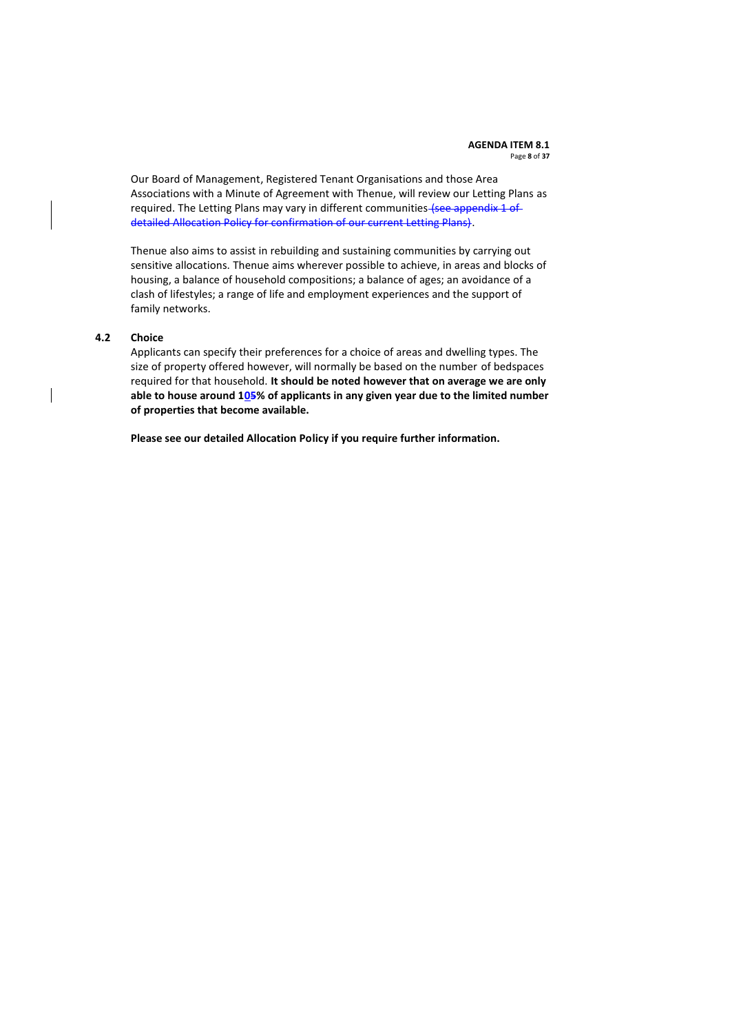Our Board of Management, Registered Tenant Organisations and those Area Associations with a Minute of Agreement with Thenue, will review our Letting Plans as required. The Letting Plans may vary in different communities ~~(see appendix 1 of detailed Allocation Policy for confirmation of our current Letting Plans)~~.

Thenue also aims to assist in rebuilding and sustaining communities by carrying out sensitive allocations. Thenue aims wherever possible to achieve, in areas and blocks of housing, a balance of household compositions; a balance of ages; an avoidance of a clash of lifestyles; a range of life and employment experiences and the support of family networks.

### 4.2 Choice

Applicants can specify their preferences for a choice of areas and dwelling types. The size of property offered however, will normally be based on the number of bedspaces required for that household. **It should be noted however that on average we are only able to house around 10~~5~~% of applicants in any given year due to the limited number of properties that become available.**

**Please see our detailed Allocation Policy if you require further information.**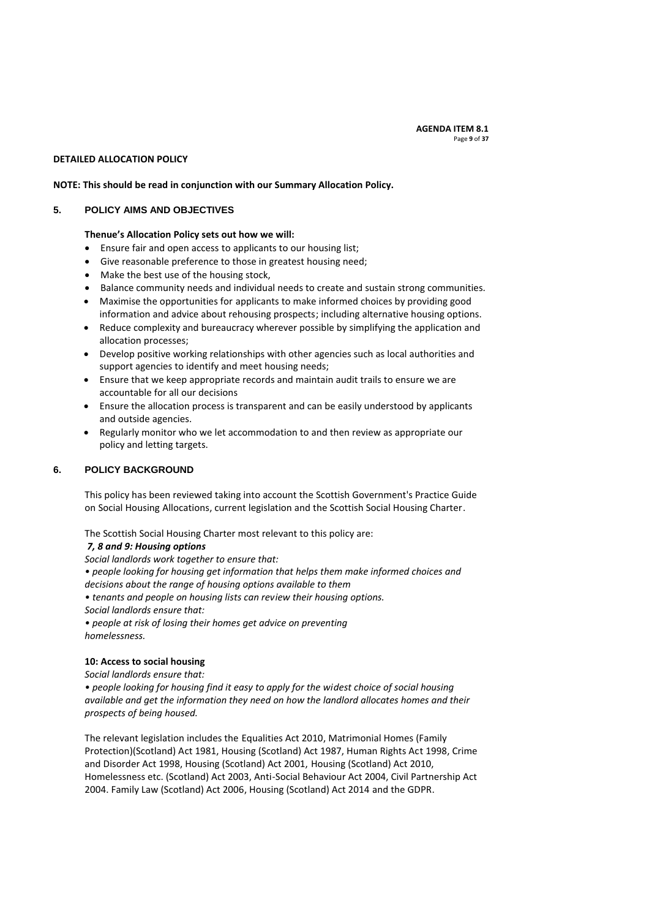**DETAILED ALLOCATION POLICY**

**NOTE: This should be read in conjunction with our Summary Allocation Policy.**

## 5. POLICY AIMS AND OBJECTIVES

**Thenue's Allocation Policy sets out how we will:**

- Ensure fair and open access to applicants to our housing list;
- Give reasonable preference to those in greatest housing need;
- Make the best use of the housing stock,
- Balance community needs and individual needs to create and sustain strong communities.
- Maximise the opportunities for applicants to make informed choices by providing good information and advice about rehousing prospects; including alternative housing options.
- Reduce complexity and bureaucracy wherever possible by simplifying the application and allocation processes;
- Develop positive working relationships with other agencies such as local authorities and support agencies to identify and meet housing needs;
- Ensure that we keep appropriate records and maintain audit trails to ensure we are accountable for all our decisions
- Ensure the allocation process is transparent and can be easily understood by applicants and outside agencies.
- Regularly monitor who we let accommodation to and then review as appropriate our policy and letting targets.

## 6. POLICY BACKGROUND

This policy has been reviewed taking into account the Scottish Government's Practice Guide on Social Housing Allocations, current legislation and the Scottish Social Housing Charter.

The Scottish Social Housing Charter most relevant to this policy are:

***7, 8 and 9: Housing options***

*Social landlords work together to ensure that:*

*• people looking for housing get information that helps them make informed choices and decisions about the range of housing options available to them*

*• tenants and people on housing lists can review their housing options.*

*Social landlords ensure that:*

*• people at risk of losing their homes get advice on preventing homelessness.*

**10: Access to social housing**

*Social landlords ensure that:*

*• people looking for housing find it easy to apply for the widest choice of social housing available and get the information they need on how the landlord allocates homes and their prospects of being housed.*

The relevant legislation includes the Equalities Act 2010, Matrimonial Homes (Family Protection)(Scotland) Act 1981, Housing (Scotland) Act 1987, Human Rights Act 1998, Crime and Disorder Act 1998, Housing (Scotland) Act 2001, Housing (Scotland) Act 2010, Homelessness etc. (Scotland) Act 2003, Anti-Social Behaviour Act 2004, Civil Partnership Act 2004. Family Law (Scotland) Act 2006, Housing (Scotland) Act 2014 and the GDPR.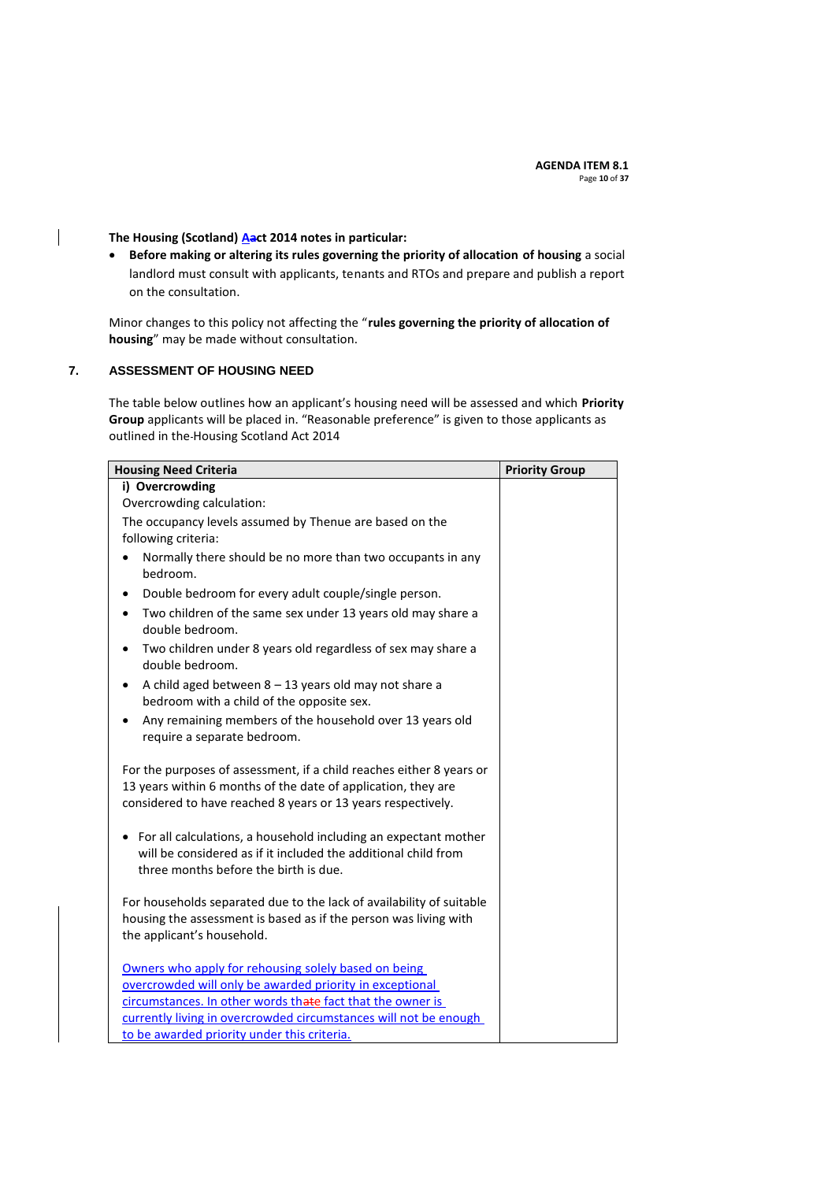**The Housing (Scotland) Act 2014 notes in particular:**

- **Before making or altering its rules governing the priority of allocation of housing** a social landlord must consult with applicants, tenants and RTOs and prepare and publish a report on the consultation.

Minor changes to this policy not affecting the "**rules governing the priority of allocation of housing**" may be made without consultation.

## 7. ASSESSMENT OF HOUSING NEED

The table below outlines how an applicant's housing need will be assessed and which **Priority Group** applicants will be placed in. "Reasonable preference" is given to those applicants as outlined in the Housing Scotland Act 2014

| Housing Need Criteria | Priority Group |
|---|---|
| **i) Overcrowding**<br>Overcrowding calculation:<br>The occupancy levels assumed by Thenue are based on the following criteria:<br>• Normally there should be no more than two occupants in any bedroom.<br>• Double bedroom for every adult couple/single person.<br>• Two children of the same sex under 13 years old may share a double bedroom.<br>• Two children under 8 years old regardless of sex may share a double bedroom.<br>• A child aged between 8 – 13 years old may not share a bedroom with a child of the opposite sex.<br>• Any remaining members of the household over 13 years old require a separate bedroom.<br><br>For the purposes of assessment, if a child reaches either 8 years or 13 years within 6 months of the date of application, they are considered to have reached 8 years or 13 years respectively.<br><br>• For all calculations, a household including an expectant mother will be considered as if it included the additional child from three months before the birth is due.<br><br>For households separated due to the lack of availability of suitable housing the assessment is based as if the person was living with the applicant's household.<br><br>Owners who apply for rehousing solely based on being overcrowded will only be awarded priority in exceptional circumstances. In other words that fact that the owner is currently living in overcrowded circumstances will not be enough to be awarded priority under this criteria. | |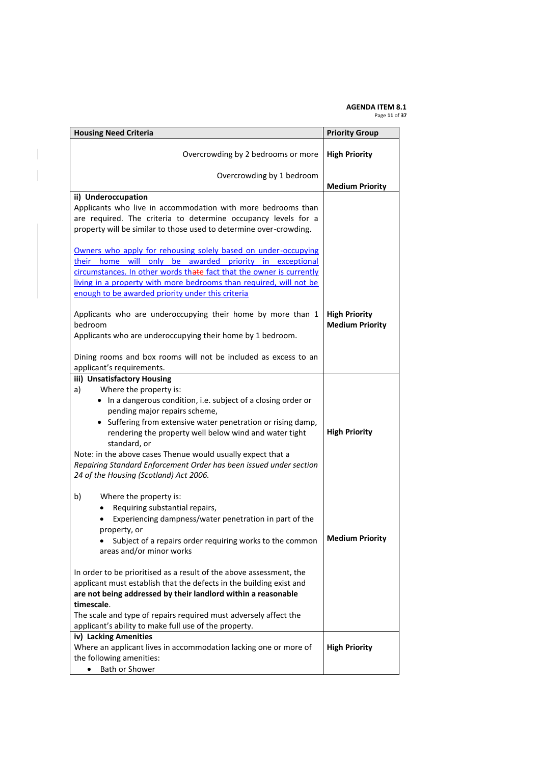| Housing Need Criteria | Priority Group |
|---|---|
| Overcrowding by 2 bedrooms or more<br><br>Overcrowding by 1 bedroom | **High Priority**<br><br>**Medium Priority** |
| **ii) Underoccupation**<br>Applicants who live in accommodation with more bedrooms than are required. The criteria to determine occupancy levels for a property will be similar to those used to determine over-crowding.<br><br>Owners who apply for rehousing solely based on under-occupying their home will only be awarded priority in exceptional circumstances. In other words thate fact that the owner is currently living in a property with more bedrooms than required, will not be enough to be awarded priority under this criteria<br><br>Applicants who are underoccupying their home by more than 1 bedroom<br>Applicants who are underoccupying their home by 1 bedroom.<br><br>Dining rooms and box rooms will not be included as excess to an applicant's requirements. | <br><br><br><br><br><br><br><br>**High Priority**<br>**Medium Priority** |
| **iii) Unsatisfactory Housing**<br>a) Where the property is:<br>• In a dangerous condition, i.e. subject of a closing order or pending major repairs scheme,<br>• Suffering from extensive water penetration or rising damp, rendering the property well below wind and water tight standard, or<br>Note: in the above cases Thenue would usually expect that a *Repairing Standard Enforcement Order has been issued under section 24 of the Housing (Scotland) Act 2006.*<br><br>b) Where the property is:<br>• Requiring substantial repairs,<br>• Experiencing dampness/water penetration in part of the property, or<br>• Subject of a repairs order requiring works to the common areas and/or minor works<br><br>In order to be prioritised as a result of the above assessment, the applicant must establish that the defects in the building exist and **are not being addressed by their landlord within a reasonable timescale**.<br>The scale and type of repairs required must adversely affect the applicant's ability to make full use of the property. | **High Priority**<br><br><br><br><br><br>**Medium Priority** |
| **iv) Lacking Amenities**<br>Where an applicant lives in accommodation lacking one or more of the following amenities:<br>• Bath or Shower | **High Priority** |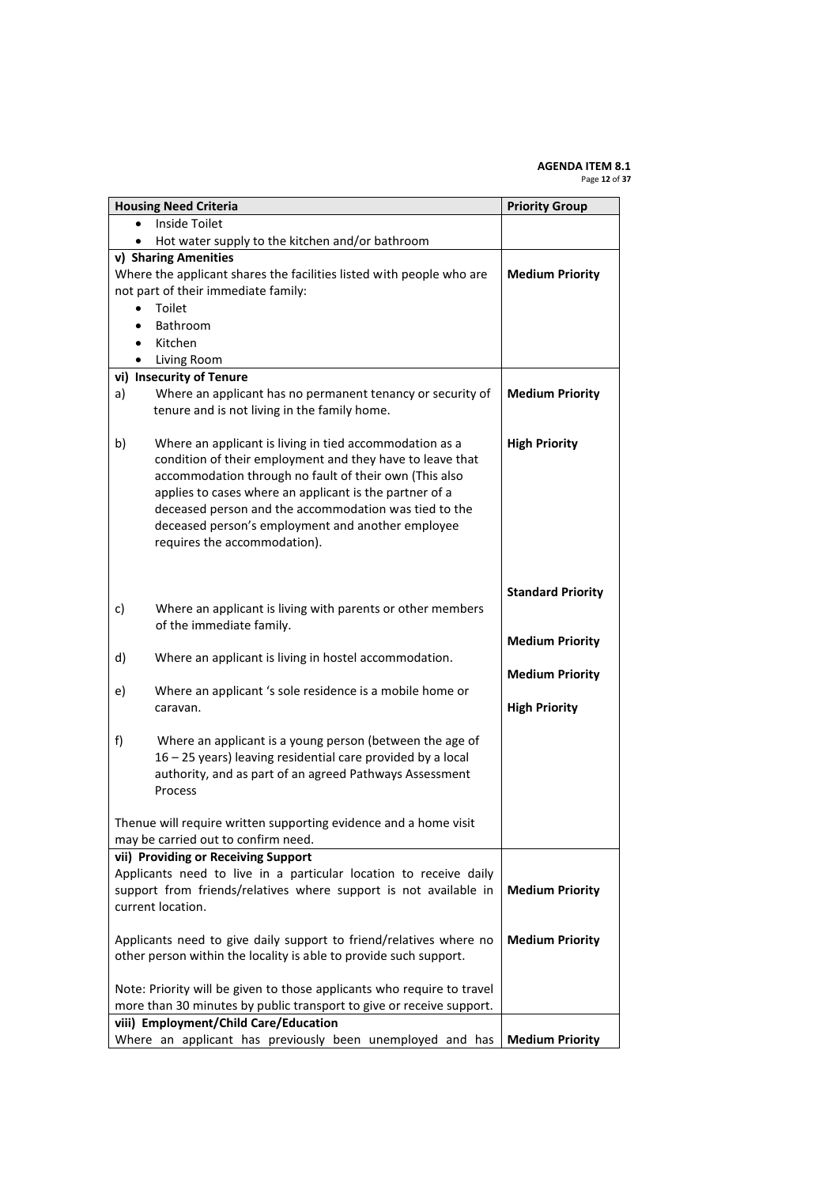| Housing Need Criteria | Priority Group |
|---|---|
| • Inside Toilet<br>• Hot water supply to the kitchen and/or bathroom | |
| **v) Sharing Amenities**<br>Where the applicant shares the facilities listed with people who are not part of their immediate family:<br>• Toilet<br>• Bathroom<br>• Kitchen<br>• Living Room | **Medium Priority** |
| **vi) Insecurity of Tenure** | |
| a) Where an applicant has no permanent tenancy or security of tenure and is not living in the family home. | **Medium Priority** |
| b) Where an applicant is living in tied accommodation as a condition of their employment and they have to leave that accommodation through no fault of their own (This also applies to cases where an applicant is the partner of a deceased person and the accommodation was tied to the deceased person's employment and another employee requires the accommodation). | **High Priority** |
| c) Where an applicant is living with parents or other members of the immediate family. | **Standard Priority** |
| d) Where an applicant is living in hostel accommodation. | **Medium Priority** |
| e) Where an applicant 's sole residence is a mobile home or caravan. | **Medium Priority** |
| f) Where an applicant is a young person (between the age of 16 – 25 years) leaving residential care provided by a local authority, and as part of an agreed Pathways Assessment Process | **High Priority** |
| Thenue will require written supporting evidence and a home visit may be carried out to confirm need. | |
| **vii) Providing or Receiving Support** | |
| Applicants need to live in a particular location to receive daily support from friends/relatives where support is not available in current location. | **Medium Priority** |
| Applicants need to give daily support to friend/relatives where no other person within the locality is able to provide such support. | **Medium Priority** |
| Note: Priority will be given to those applicants who require to travel more than 30 minutes by public transport to give or receive support. | |
| **viii) Employment/Child Care/Education** | |
| Where an applicant has previously been unemployed and has | **Medium Priority** |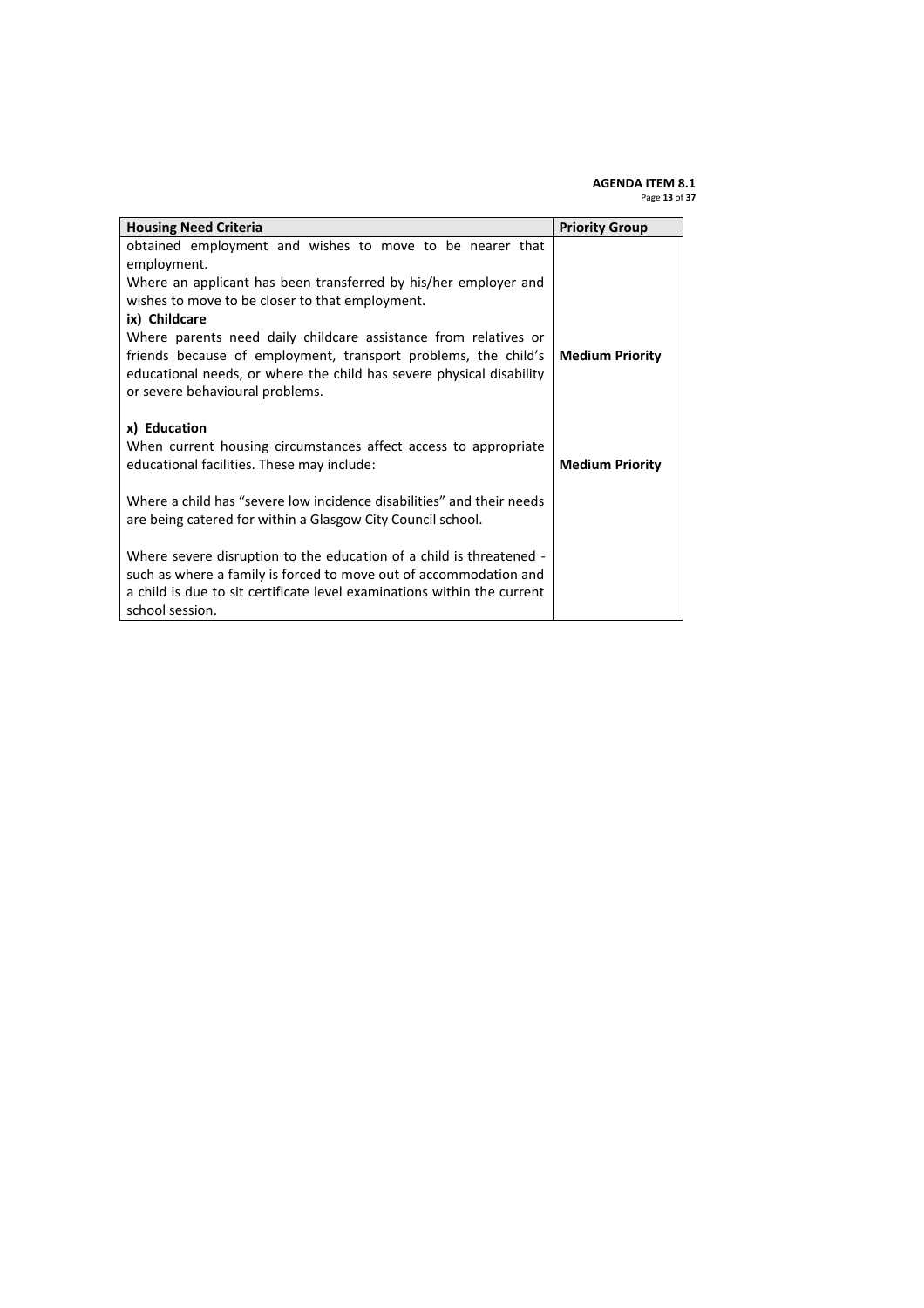| Housing Need Criteria | Priority Group |
|---|---|
| obtained employment and wishes to move to be nearer that employment.<br>Where an applicant has been transferred by his/her employer and wishes to move to be closer to that employment.<br>**ix) Childcare**<br>Where parents need daily childcare assistance from relatives or friends because of employment, transport problems, the child's educational needs, or where the child has severe physical disability or severe behavioural problems. | **Medium Priority** |
| **x) Education**<br>When current housing circumstances affect access to appropriate educational facilities. These may include:<br><br>Where a child has "severe low incidence disabilities" and their needs are being catered for within a Glasgow City Council school.<br><br>Where severe disruption to the education of a child is threatened - such as where a family is forced to move out of accommodation and a child is due to sit certificate level examinations within the current school session. | **Medium Priority** |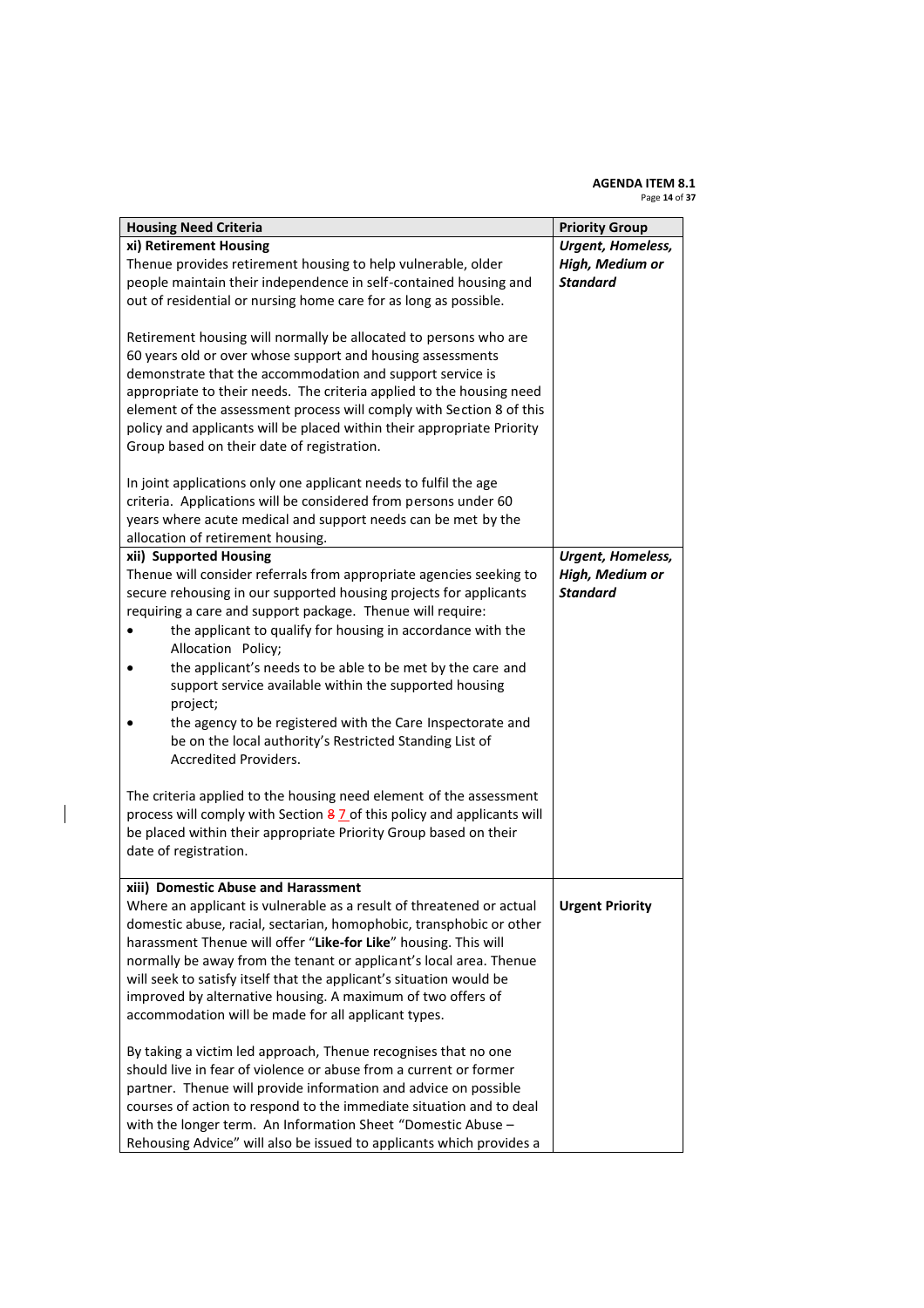**AGENDA ITEM 8.1**

| Housing Need Criteria | Priority Group |
|---|---|
| **xi) Retirement Housing**<br>Thenue provides retirement housing to help vulnerable, older people maintain their independence in self-contained housing and out of residential or nursing home care for as long as possible.<br><br>Retirement housing will normally be allocated to persons who are 60 years old or over whose support and housing assessments demonstrate that the accommodation and support service is appropriate to their needs. The criteria applied to the housing need element of the assessment process will comply with Section 8 of this policy and applicants will be placed within their appropriate Priority Group based on their date of registration.<br><br>In joint applications only one applicant needs to fulfil the age criteria. Applications will be considered from persons under 60 years where acute medical and support needs can be met by the allocation of retirement housing. | ***Urgent, Homeless, High, Medium or Standard*** |
| **xii) Supported Housing**<br>Thenue will consider referrals from appropriate agencies seeking to secure rehousing in our supported housing projects for applicants requiring a care and support package. Thenue will require:<br>• the applicant to qualify for housing in accordance with the Allocation Policy;<br>• the applicant's needs to be able to be met by the care and support service available within the supported housing project;<br>• the agency to be registered with the Care Inspectorate and be on the local authority's Restricted Standing List of Accredited Providers.<br><br>The criteria applied to the housing need element of the assessment process will comply with Section ~~8~~ 7 of this policy and applicants will be placed within their appropriate Priority Group based on their date of registration. | ***Urgent, Homeless, High, Medium or Standard*** |
| **xiii) Domestic Abuse and Harassment**<br>Where an applicant is vulnerable as a result of threatened or actual domestic abuse, racial, sectarian, homophobic, transphobic or other harassment Thenue will offer "**Like-for Like**" housing. This will normally be away from the tenant or applicant's local area. Thenue will seek to satisfy itself that the applicant's situation would be improved by alternative housing. A maximum of two offers of accommodation will be made for all applicant types.<br><br>By taking a victim led approach, Thenue recognises that no one should live in fear of violence or abuse from a current or former partner. Thenue will provide information and advice on possible courses of action to respond to the immediate situation and to deal with the longer term. An Information Sheet "Domestic Abuse – Rehousing Advice" will also be issued to applicants which provides a | **Urgent Priority** |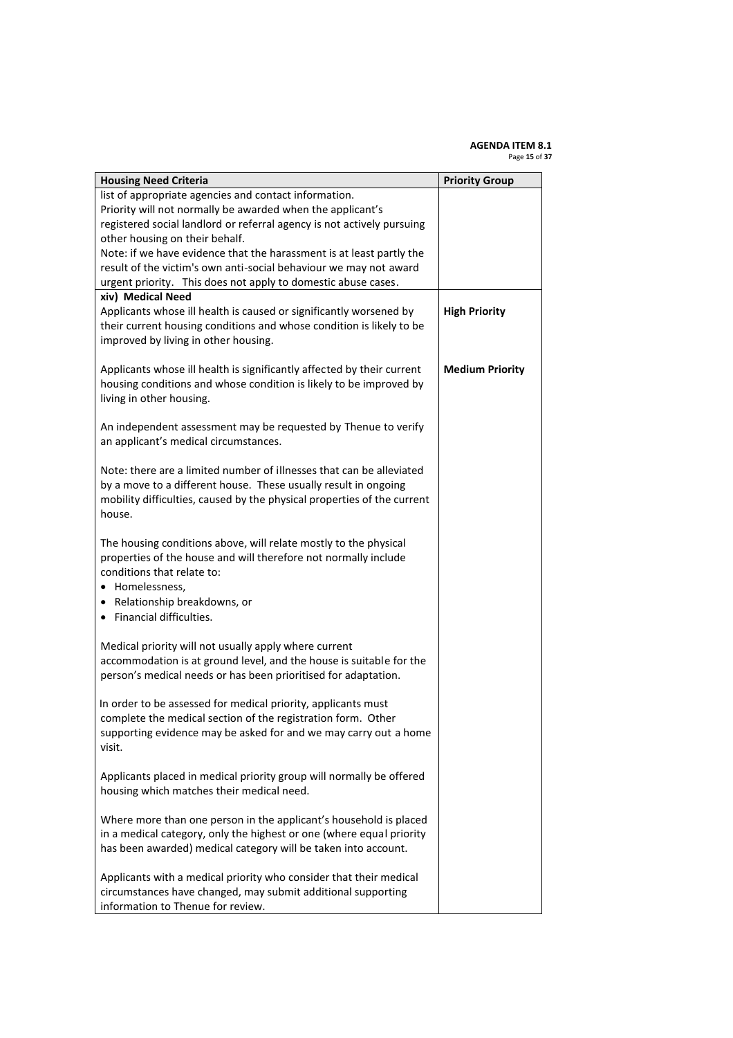| Housing Need Criteria | Priority Group |
|---|---|
| list of appropriate agencies and contact information.<br>Priority will not normally be awarded when the applicant's registered social landlord or referral agency is not actively pursuing other housing on their behalf.<br>Note: if we have evidence that the harassment is at least partly the result of the victim's own anti-social behaviour we may not award urgent priority. This does not apply to domestic abuse cases. | |
| **xiv) Medical Need**<br>Applicants whose ill health is caused or significantly worsened by their current housing conditions and whose condition is likely to be improved by living in other housing. | **High Priority** |
| Applicants whose ill health is significantly affected by their current housing conditions and whose condition is likely to be improved by living in other housing.<br><br>An independent assessment may be requested by Thenue to verify an applicant's medical circumstances.<br><br>Note: there are a limited number of illnesses that can be alleviated by a move to a different house. These usually result in ongoing mobility difficulties, caused by the physical properties of the current house.<br><br>The housing conditions above, will relate mostly to the physical properties of the house and will therefore not normally include conditions that relate to:<br>• Homelessness,<br>• Relationship breakdowns, or<br>• Financial difficulties.<br><br>Medical priority will not usually apply where current accommodation is at ground level, and the house is suitable for the person's medical needs or has been prioritised for adaptation.<br><br>In order to be assessed for medical priority, applicants must complete the medical section of the registration form. Other supporting evidence may be asked for and we may carry out a home visit.<br><br>Applicants placed in medical priority group will normally be offered housing which matches their medical need.<br><br>Where more than one person in the applicant's household is placed in a medical category, only the highest or one (where equal priority has been awarded) medical category will be taken into account.<br><br>Applicants with a medical priority who consider that their medical circumstances have changed, may submit additional supporting information to Thenue for review. | **Medium Priority** |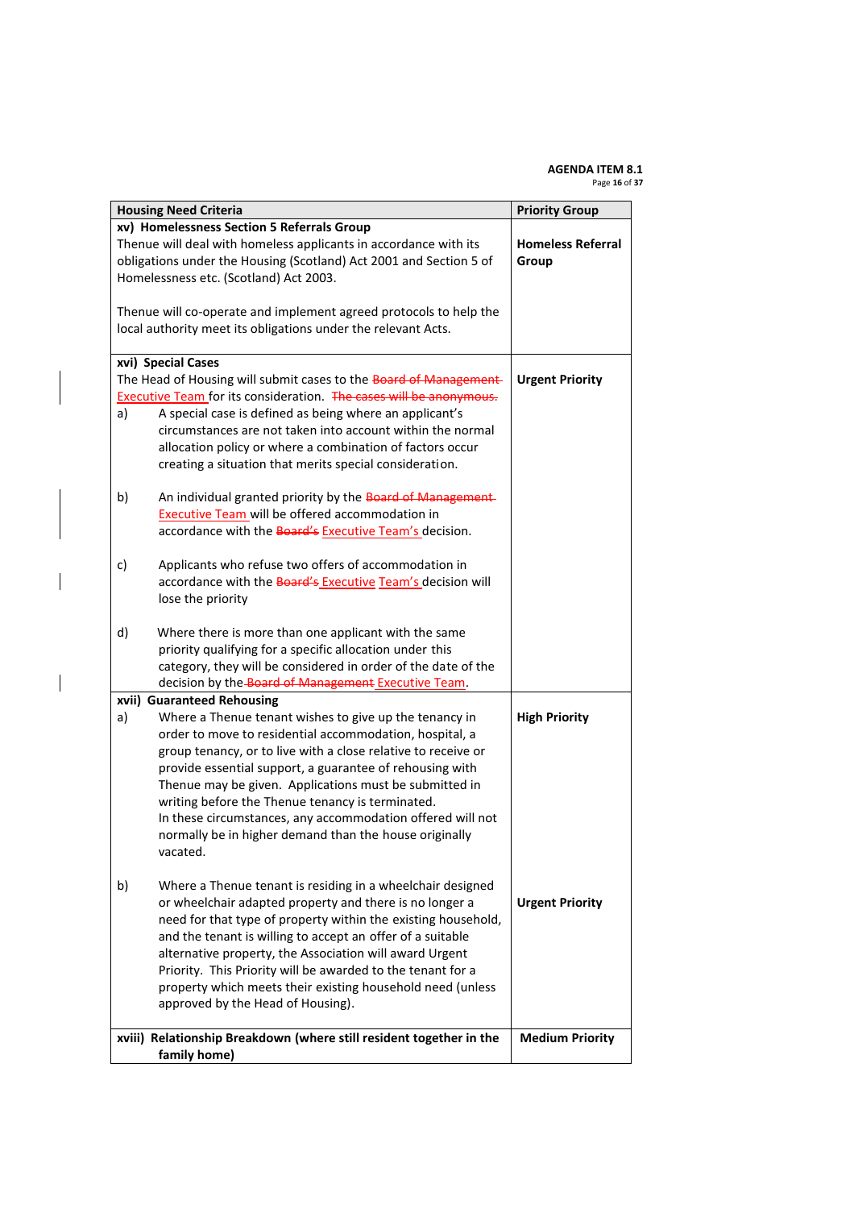**AGENDA ITEM 8.1**

| Housing Need Criteria | Priority Group |
|---|---|
| **xv) Homelessness Section 5 Referrals Group**<br>Thenue will deal with homeless applicants in accordance with its obligations under the Housing (Scotland) Act 2001 and Section 5 of Homelessness etc. (Scotland) Act 2003.<br><br>Thenue will co-operate and implement agreed protocols to help the local authority meet its obligations under the relevant Acts. | **Homeless Referral Group** |
| **xvi) Special Cases**<br>The Head of Housing will submit cases to the ~~Board of Management~~ Executive Team for its consideration. ~~The cases will be anonymous.~~<br>a) A special case is defined as being where an applicant's circumstances are not taken into account within the normal allocation policy or where a combination of factors occur creating a situation that merits special consideration.<br><br>b) An individual granted priority by the ~~Board of Management~~ Executive Team will be offered accommodation in accordance with the ~~Board's~~ Executive Team's decision.<br><br>c) Applicants who refuse two offers of accommodation in accordance with the ~~Board's~~ Executive Team's decision will lose the priority<br><br>d) Where there is more than one applicant with the same priority qualifying for a specific allocation under this category, they will be considered in order of the date of the decision by the ~~Board of Management~~ Executive Team. | **Urgent Priority** |
| **xvii) Guaranteed Rehousing**<br>a) Where a Thenue tenant wishes to give up the tenancy in order to move to residential accommodation, hospital, a group tenancy, or to live with a close relative to receive or provide essential support, a guarantee of rehousing with Thenue may be given. Applications must be submitted in writing before the Thenue tenancy is terminated.<br>In these circumstances, any accommodation offered will not normally be in higher demand than the house originally vacated. | **High Priority** |
| b) Where a Thenue tenant is residing in a wheelchair designed or wheelchair adapted property and there is no longer a need for that type of property within the existing household, and the tenant is willing to accept an offer of a suitable alternative property, the Association will award Urgent Priority. This Priority will be awarded to the tenant for a property which meets their existing household need (unless approved by the Head of Housing). | **Urgent Priority** |
| **xviii) Relationship Breakdown (where still resident together in the family home)** | **Medium Priority** |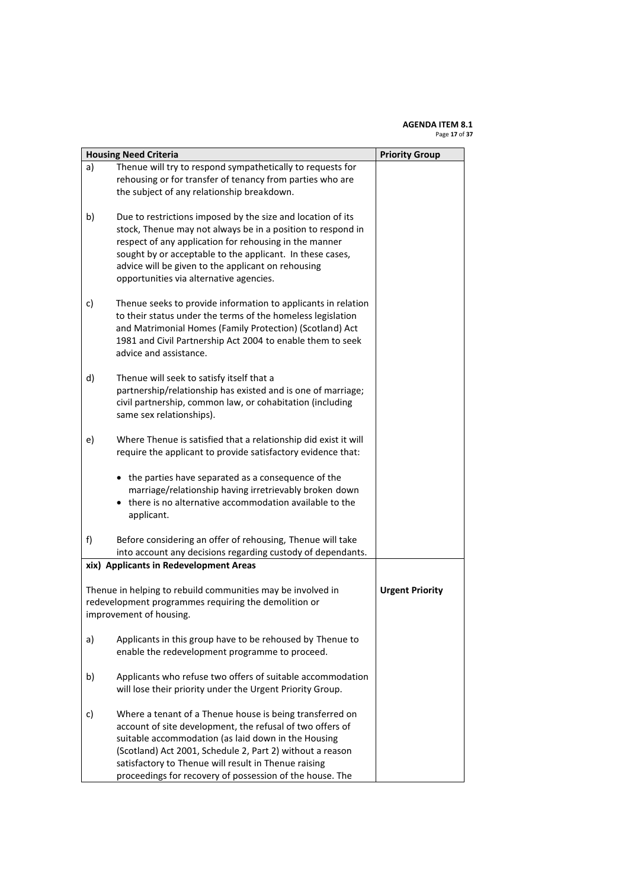| Housing Need Criteria | Priority Group |
|---|---|
| a) Thenue will try to respond sympathetically to requests for rehousing or for transfer of tenancy from parties who are the subject of any relationship breakdown.<br><br>b) Due to restrictions imposed by the size and location of its stock, Thenue may not always be in a position to respond in respect of any application for rehousing in the manner sought by or acceptable to the applicant. In these cases, advice will be given to the applicant on rehousing opportunities via alternative agencies.<br><br>c) Thenue seeks to provide information to applicants in relation to their status under the terms of the homeless legislation and Matrimonial Homes (Family Protection) (Scotland) Act 1981 and Civil Partnership Act 2004 to enable them to seek advice and assistance.<br><br>d) Thenue will seek to satisfy itself that a partnership/relationship has existed and is one of marriage; civil partnership, common law, or cohabitation (including same sex relationships).<br><br>e) Where Thenue is satisfied that a relationship did exist it will require the applicant to provide satisfactory evidence that:<br><br>• the parties have separated as a consequence of the marriage/relationship having irretrievably broken down<br>• there is no alternative accommodation available to the applicant.<br><br>f) Before considering an offer of rehousing, Thenue will take into account any decisions regarding custody of dependants. | |
| **xix) Applicants in Redevelopment Areas**<br><br>Thenue in helping to rebuild communities may be involved in redevelopment programmes requiring the demolition or improvement of housing.<br><br>a) Applicants in this group have to be rehoused by Thenue to enable the redevelopment programme to proceed.<br><br>b) Applicants who refuse two offers of suitable accommodation will lose their priority under the Urgent Priority Group.<br><br>c) Where a tenant of a Thenue house is being transferred on account of site development, the refusal of two offers of suitable accommodation (as laid down in the Housing (Scotland) Act 2001, Schedule 2, Part 2) without a reason satisfactory to Thenue will result in Thenue raising proceedings for recovery of possession of the house. The | **Urgent Priority** |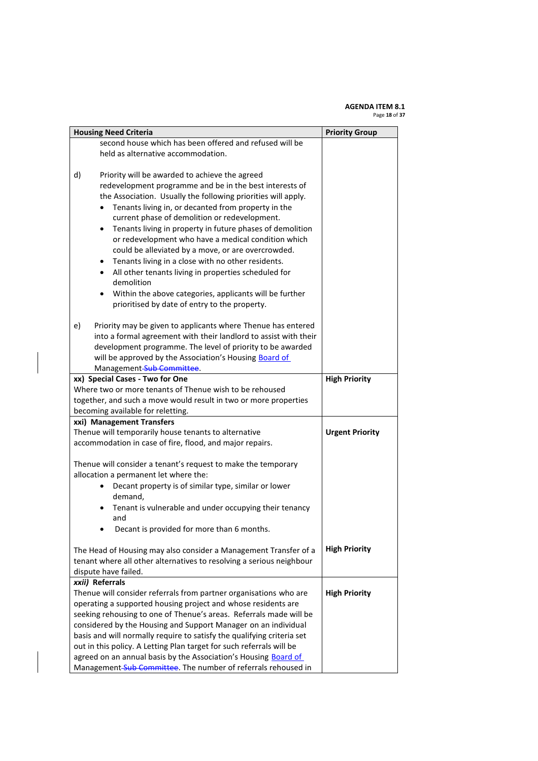| Housing Need Criteria | Priority Group |
|---|---|
| second house which has been offered and refused will be held as alternative accommodation.<br><br>d) Priority will be awarded to achieve the agreed redevelopment programme and be in the best interests of the Association. Usually the following priorities will apply.<br>• Tenants living in, or decanted from property in the current phase of demolition or redevelopment.<br>• Tenants living in property in future phases of demolition or redevelopment who have a medical condition which could be alleviated by a move, or are overcrowded.<br>• Tenants living in a close with no other residents.<br>• All other tenants living in properties scheduled for demolition<br>• Within the above categories, applicants will be further prioritised by date of entry to the property.<br><br>e) Priority may be given to applicants where Thenue has entered into a formal agreement with their landlord to assist with their development programme. The level of priority to be awarded will be approved by the Association's Housing Board of Management ~~Sub Committee~~. | |
| **xx) Special Cases - Two for One**<br>Where two or more tenants of Thenue wish to be rehoused together, and such a move would result in two or more properties becoming available for reletting. | **High Priority** |
| **xxi) Management Transfers**<br>Thenue will temporarily house tenants to alternative accommodation in case of fire, flood, and major repairs.<br><br>Thenue will consider a tenant's request to make the temporary allocation a permanent let where the:<br>• Decant property is of similar type, similar or lower demand,<br>• Tenant is vulnerable and under occupying their tenancy and<br>• Decant is provided for more than 6 months. | **Urgent Priority** |
| The Head of Housing may also consider a Management Transfer of a tenant where all other alternatives to resolving a serious neighbour dispute have failed. | **High Priority** |
| ***xxii)* Referrals**<br>Thenue will consider referrals from partner organisations who are operating a supported housing project and whose residents are seeking rehousing to one of Thenue's areas. Referrals made will be considered by the Housing and Support Manager on an individual basis and will normally require to satisfy the qualifying criteria set out in this policy. A Letting Plan target for such referrals will be agreed on an annual basis by the Association's Housing Board of Management ~~Sub Committee~~. The number of referrals rehoused in | **High Priority** |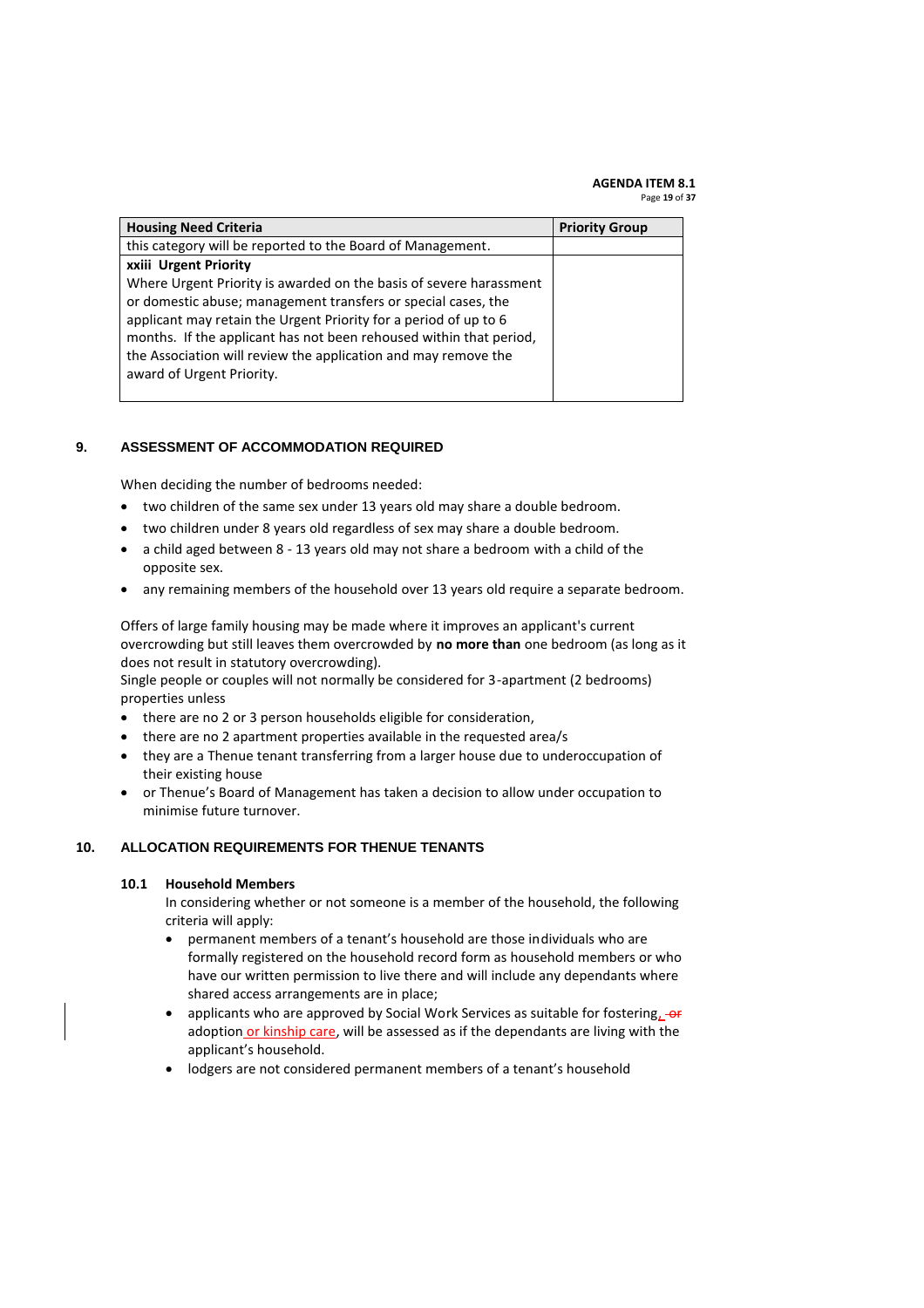| Housing Need Criteria | Priority Group |
|---|---|
| this category will be reported to the Board of Management. | |
| **xxiii Urgent Priority**<br>Where Urgent Priority is awarded on the basis of severe harassment or domestic abuse; management transfers or special cases, the applicant may retain the Urgent Priority for a period of up to 6 months. If the applicant has not been rehoused within that period, the Association will review the application and may remove the award of Urgent Priority. | |

## 9. ASSESSMENT OF ACCOMMODATION REQUIRED

When deciding the number of bedrooms needed:

- two children of the same sex under 13 years old may share a double bedroom.
- two children under 8 years old regardless of sex may share a double bedroom.
- a child aged between 8 - 13 years old may not share a bedroom with a child of the opposite sex.
- any remaining members of the household over 13 years old require a separate bedroom.

Offers of large family housing may be made where it improves an applicant's current overcrowding but still leaves them overcrowded by **no more than** one bedroom (as long as it does not result in statutory overcrowding).

Single people or couples will not normally be considered for 3-apartment (2 bedrooms) properties unless

- there are no 2 or 3 person households eligible for consideration,
- there are no 2 apartment properties available in the requested area/s
- they are a Thenue tenant transferring from a larger house due to underoccupation of their existing house
- or Thenue's Board of Management has taken a decision to allow under occupation to minimise future turnover.

## 10. ALLOCATION REQUIREMENTS FOR THENUE TENANTS

### 10.1 Household Members

In considering whether or not someone is a member of the household, the following criteria will apply:

- permanent members of a tenant's household are those individuals who are formally registered on the household record form as household members or who have our written permission to live there and will include any dependants where shared access arrangements are in place;
- applicants who are approved by Social Work Services as suitable for fostering, ~~or~~ adoption or kinship care, will be assessed as if the dependants are living with the applicant's household.
- lodgers are not considered permanent members of a tenant's household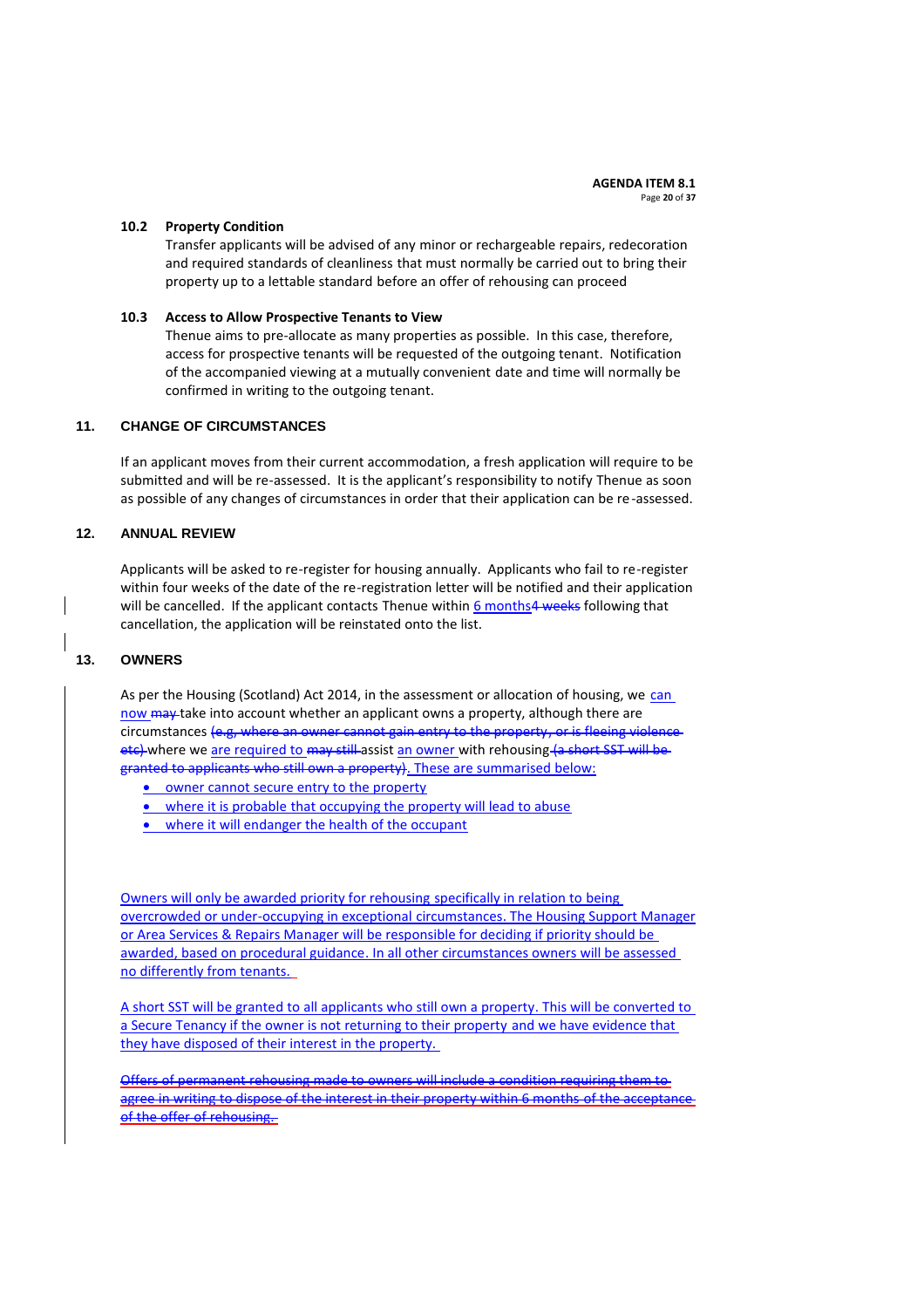### 10.2 Property Condition

Transfer applicants will be advised of any minor or rechargeable repairs, redecoration and required standards of cleanliness that must normally be carried out to bring their property up to a lettable standard before an offer of rehousing can proceed

### 10.3 Access to Allow Prospective Tenants to View

Thenue aims to pre-allocate as many properties as possible. In this case, therefore, access for prospective tenants will be requested of the outgoing tenant. Notification of the accompanied viewing at a mutually convenient date and time will normally be confirmed in writing to the outgoing tenant.

## 11. CHANGE OF CIRCUMSTANCES

If an applicant moves from their current accommodation, a fresh application will require to be submitted and will be re-assessed. It is the applicant's responsibility to notify Thenue as soon as possible of any changes of circumstances in order that their application can be re-assessed.

## 12. ANNUAL REVIEW

Applicants will be asked to re-register for housing annually. Applicants who fail to re-register within four weeks of the date of the re-registration letter will be notified and their application will be cancelled. If the applicant contacts Thenue within 6 months~~4 weeks~~ following that cancellation, the application will be reinstated onto the list.

## 13. OWNERS

As per the Housing (Scotland) Act 2014, in the assessment or allocation of housing, we can now ~~may~~ take into account whether an applicant owns a property, although there are circumstances ~~(e.g, where an owner cannot gain entry to the property, or is fleeing violence etc)~~ where we are required to ~~may still~~ assist an owner with rehousing ~~(a short SST will be granted to applicants who still own a property)~~. These are summarised below:

- owner cannot secure entry to the property
- where it is probable that occupying the property will lead to abuse
- where it will endanger the health of the occupant

Owners will only be awarded priority for rehousing specifically in relation to being overcrowded or under-occupying in exceptional circumstances. The Housing Support Manager or Area Services & Repairs Manager will be responsible for deciding if priority should be awarded, based on procedural guidance. In all other circumstances owners will be assessed no differently from tenants.

A short SST will be granted to all applicants who still own a property. This will be converted to a Secure Tenancy if the owner is not returning to their property and we have evidence that they have disposed of their interest in the property.

~~Offers of permanent rehousing made to owners will include a condition requiring them to agree in writing to dispose of the interest in their property within 6 months of the acceptance of the offer of rehousing.~~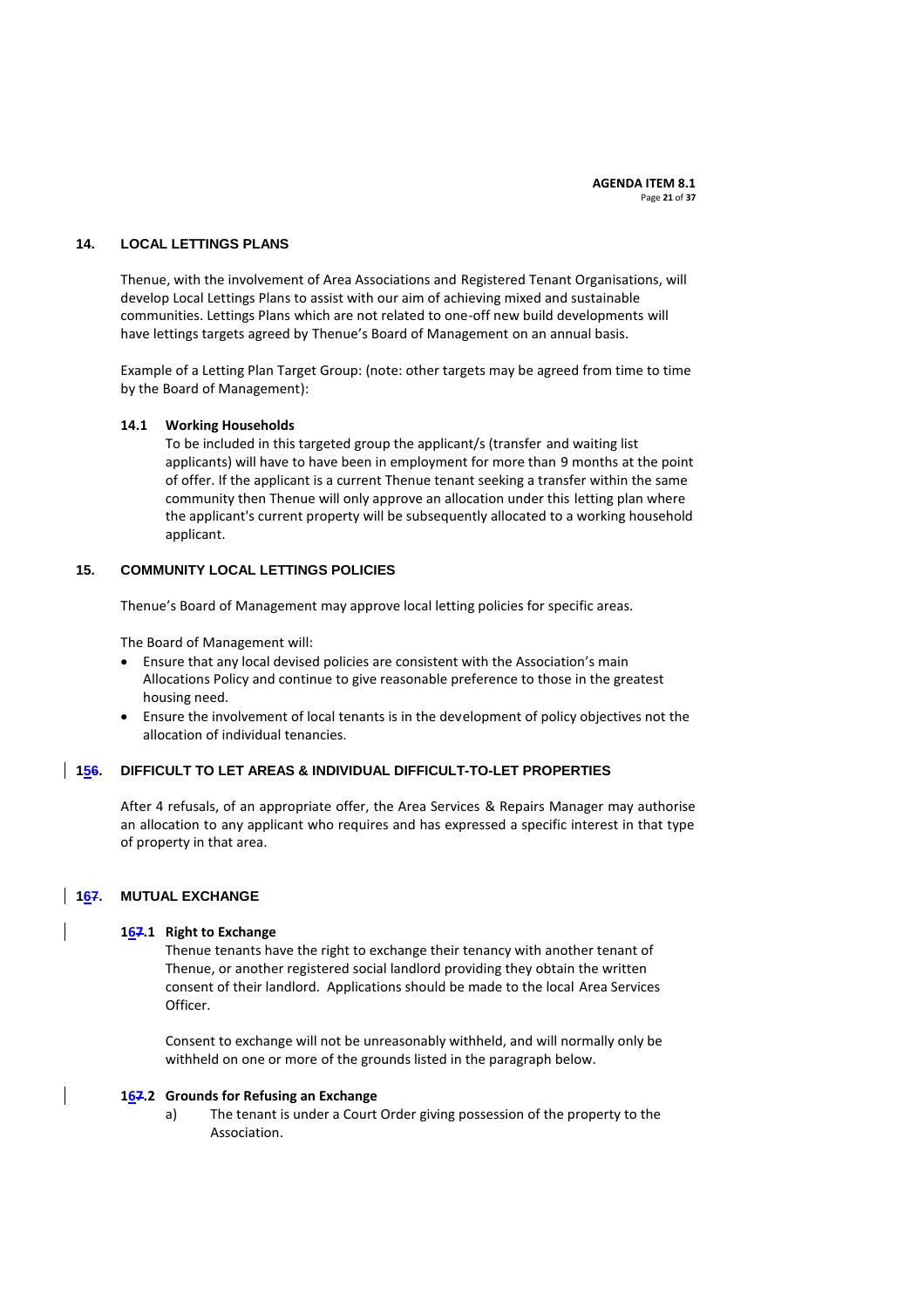## 14. LOCAL LETTINGS PLANS

Thenue, with the involvement of Area Associations and Registered Tenant Organisations, will develop Local Lettings Plans to assist with our aim of achieving mixed and sustainable communities. Lettings Plans which are not related to one-off new build developments will have lettings targets agreed by Thenue's Board of Management on an annual basis.

Example of a Letting Plan Target Group: (note: other targets may be agreed from time to time by the Board of Management):

### 14.1 Working Households

To be included in this targeted group the applicant/s (transfer and waiting list applicants) will have to have been in employment for more than 9 months at the point of offer. If the applicant is a current Thenue tenant seeking a transfer within the same community then Thenue will only approve an allocation under this letting plan where the applicant's current property will be subsequently allocated to a working household applicant.

## 15. COMMUNITY LOCAL LETTINGS POLICIES

Thenue's Board of Management may approve local letting policies for specific areas.

The Board of Management will:

- Ensure that any local devised policies are consistent with the Association's main Allocations Policy and continue to give reasonable preference to those in the greatest housing need.
- Ensure the involvement of local tenants is in the development of policy objectives not the allocation of individual tenancies.

## 156. DIFFICULT TO LET AREAS & INDIVIDUAL DIFFICULT-TO-LET PROPERTIES

After 4 refusals, of an appropriate offer, the Area Services & Repairs Manager may authorise an allocation to any applicant who requires and has expressed a specific interest in that type of property in that area.

## 167. MUTUAL EXCHANGE

### 167.1 Right to Exchange

Thenue tenants have the right to exchange their tenancy with another tenant of Thenue, or another registered social landlord providing they obtain the written consent of their landlord. Applications should be made to the local Area Services Officer.

Consent to exchange will not be unreasonably withheld, and will normally only be withheld on one or more of the grounds listed in the paragraph below.

### 167.2 Grounds for Refusing an Exchange

a) The tenant is under a Court Order giving possession of the property to the Association.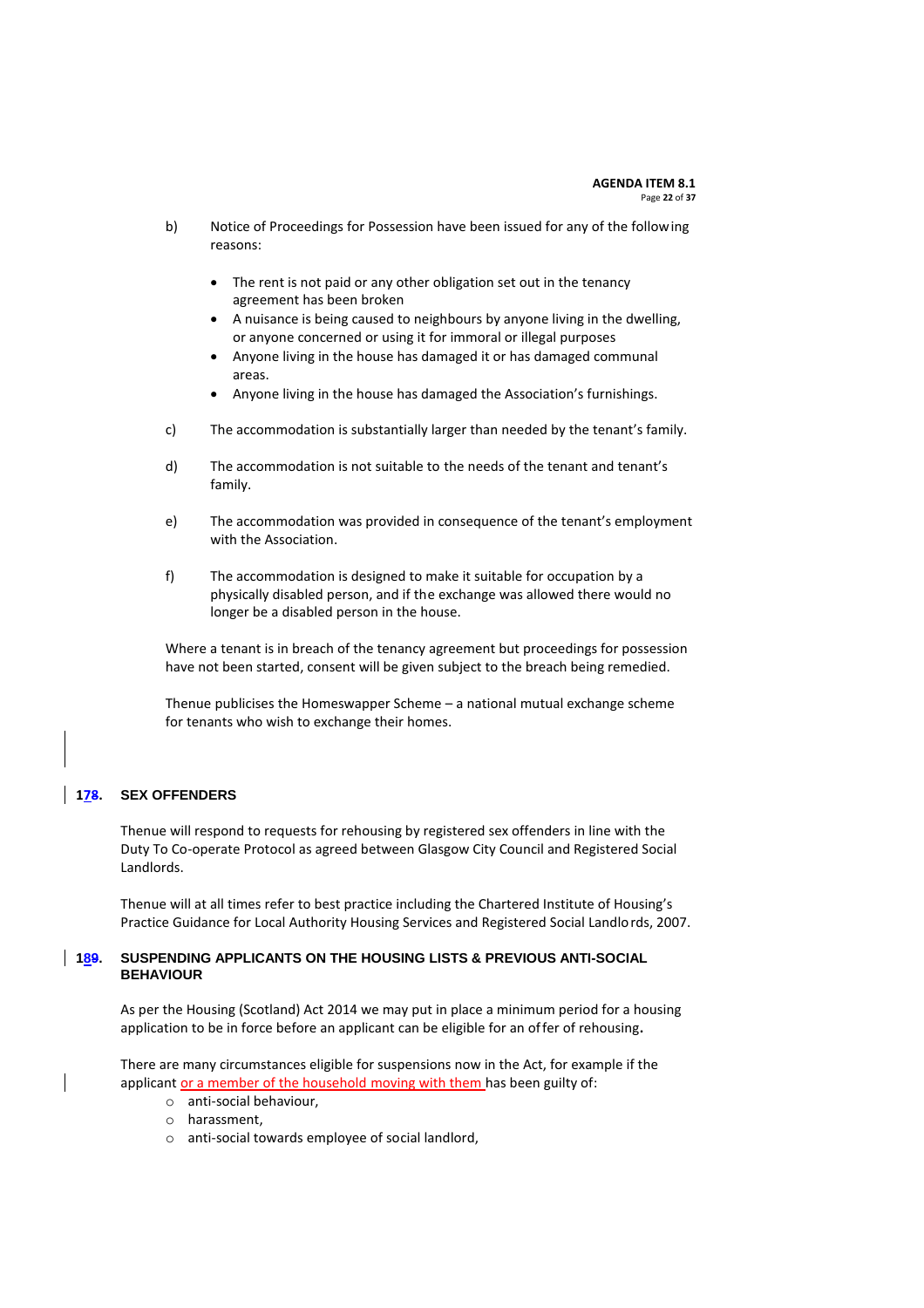b) Notice of Proceedings for Possession have been issued for any of the following reasons:

- The rent is not paid or any other obligation set out in the tenancy agreement has been broken
- A nuisance is being caused to neighbours by anyone living in the dwelling, or anyone concerned or using it for immoral or illegal purposes
- Anyone living in the house has damaged it or has damaged communal areas.
- Anyone living in the house has damaged the Association's furnishings.

c) The accommodation is substantially larger than needed by the tenant's family.

d) The accommodation is not suitable to the needs of the tenant and tenant's family.

e) The accommodation was provided in consequence of the tenant's employment with the Association.

f) The accommodation is designed to make it suitable for occupation by a physically disabled person, and if the exchange was allowed there would no longer be a disabled person in the house.

Where a tenant is in breach of the tenancy agreement but proceedings for possession have not been started, consent will be given subject to the breach being remedied.

Thenue publicises the Homeswapper Scheme – a national mutual exchange scheme for tenants who wish to exchange their homes.

## 178. SEX OFFENDERS

Thenue will respond to requests for rehousing by registered sex offenders in line with the Duty To Co-operate Protocol as agreed between Glasgow City Council and Registered Social Landlords.

Thenue will at all times refer to best practice including the Chartered Institute of Housing's Practice Guidance for Local Authority Housing Services and Registered Social Landlords, 2007.

## 189. SUSPENDING APPLICANTS ON THE HOUSING LISTS & PREVIOUS ANTI-SOCIAL BEHAVIOUR

As per the Housing (Scotland) Act 2014 we may put in place a minimum period for a housing application to be in force before an applicant can be eligible for an offer of rehousing.

There are many circumstances eligible for suspensions now in the Act, for example if the applicant or a member of the household moving with them has been guilty of:

- anti-social behaviour,
- harassment,
- anti-social towards employee of social landlord,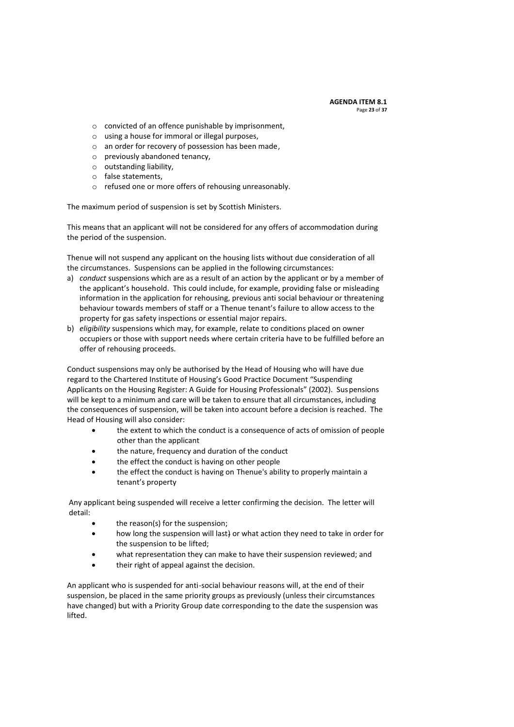- convicted of an offence punishable by imprisonment,
- using a house for immoral or illegal purposes,
- an order for recovery of possession has been made,
- previously abandoned tenancy,
- outstanding liability,
- false statements,
- refused one or more offers of rehousing unreasonably.

The maximum period of suspension is set by Scottish Ministers.

This means that an applicant will not be considered for any offers of accommodation during the period of the suspension.

Thenue will not suspend any applicant on the housing lists without due consideration of all the circumstances. Suspensions can be applied in the following circumstances:

a) *conduct* suspensions which are as a result of an action by the applicant or by a member of the applicant's household. This could include, for example, providing false or misleading information in the application for rehousing, previous anti social behaviour or threatening behaviour towards members of staff or a Thenue tenant's failure to allow access to the property for gas safety inspections or essential major repairs.
b) *eligibility* suspensions which may, for example, relate to conditions placed on owner occupiers or those with support needs where certain criteria have to be fulfilled before an offer of rehousing proceeds.

Conduct suspensions may only be authorised by the Head of Housing who will have due regard to the Chartered Institute of Housing's Good Practice Document "Suspending Applicants on the Housing Register: A Guide for Housing Professionals" (2002). Suspensions will be kept to a minimum and care will be taken to ensure that all circumstances, including the consequences of suspension, will be taken into account before a decision is reached. The Head of Housing will also consider:

- the extent to which the conduct is a consequence of acts of omission of people other than the applicant
- the nature, frequency and duration of the conduct
- the effect the conduct is having on other people
- the effect the conduct is having on Thenue's ability to properly maintain a tenant's property

Any applicant being suspended will receive a letter confirming the decision. The letter will detail:

- the reason(s) for the suspension;
- how long the suspension will last) or what action they need to take in order for the suspension to be lifted;
- what representation they can make to have their suspension reviewed; and
- their right of appeal against the decision.

An applicant who is suspended for anti-social behaviour reasons will, at the end of their suspension, be placed in the same priority groups as previously (unless their circumstances have changed) but with a Priority Group date corresponding to the date the suspension was lifted.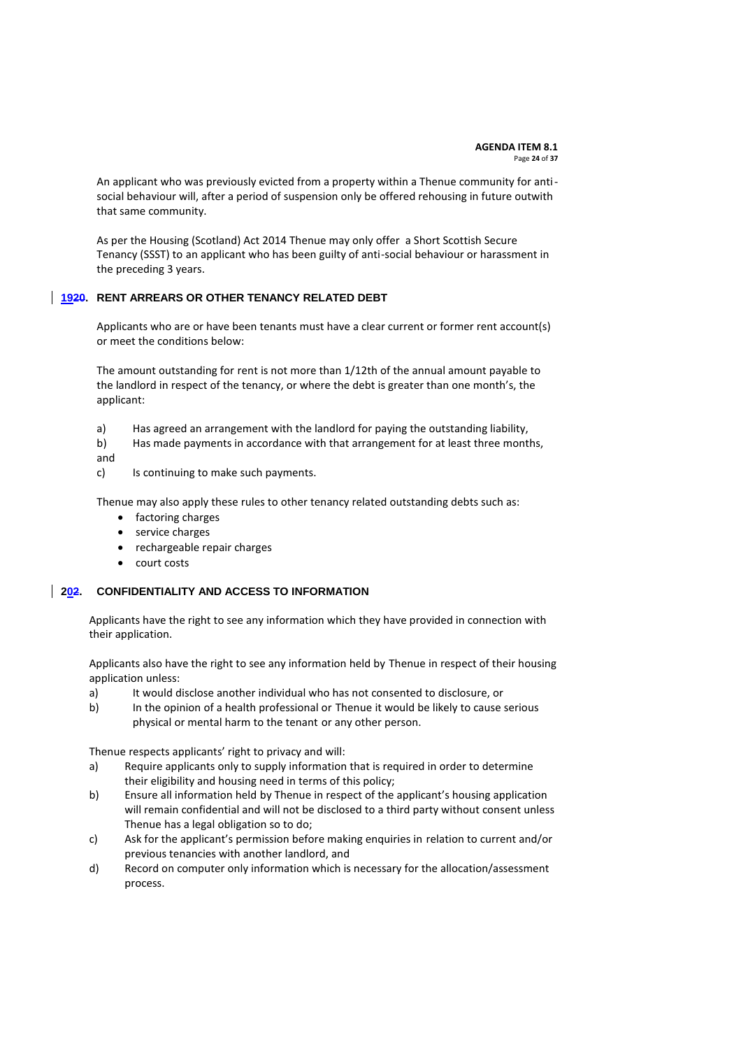An applicant who was previously evicted from a property within a Thenue community for anti-social behaviour will, after a period of suspension only be offered rehousing in future outwith that same community.

As per the Housing (Scotland) Act 2014 Thenue may only offer a Short Scottish Secure Tenancy (SSST) to an applicant who has been guilty of anti-social behaviour or harassment in the preceding 3 years.

## 1920. RENT ARREARS OR OTHER TENANCY RELATED DEBT

Applicants who are or have been tenants must have a clear current or former rent account(s) or meet the conditions below:

The amount outstanding for rent is not more than 1/12th of the annual amount payable to the landlord in respect of the tenancy, or where the debt is greater than one month's, the applicant:

a) Has agreed an arrangement with the landlord for paying the outstanding liability,
b) Has made payments in accordance with that arrangement for at least three months, and
c) Is continuing to make such payments.

Thenue may also apply these rules to other tenancy related outstanding debts such as:

- factoring charges
- service charges
- rechargeable repair charges
- court costs

## 202. CONFIDENTIALITY AND ACCESS TO INFORMATION

Applicants have the right to see any information which they have provided in connection with their application.

Applicants also have the right to see any information held by Thenue in respect of their housing application unless:

a) It would disclose another individual who has not consented to disclosure, or
b) In the opinion of a health professional or Thenue it would be likely to cause serious physical or mental harm to the tenant or any other person.

Thenue respects applicants' right to privacy and will:

a) Require applicants only to supply information that is required in order to determine their eligibility and housing need in terms of this policy;
b) Ensure all information held by Thenue in respect of the applicant's housing application will remain confidential and will not be disclosed to a third party without consent unless Thenue has a legal obligation so to do;
c) Ask for the applicant's permission before making enquiries in relation to current and/or previous tenancies with another landlord, and
d) Record on computer only information which is necessary for the allocation/assessment process.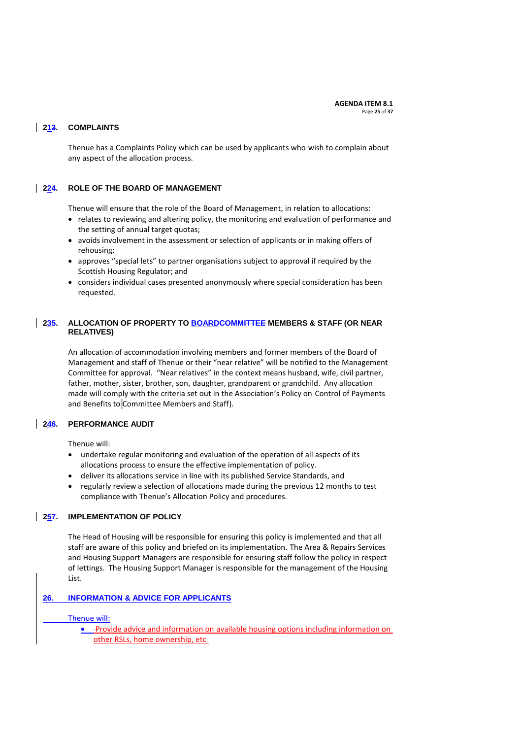## 213. COMPLAINTS

Thenue has a Complaints Policy which can be used by applicants who wish to complain about any aspect of the allocation process.

## 224. ROLE OF THE BOARD OF MANAGEMENT

Thenue will ensure that the role of the Board of Management, in relation to allocations:

- relates to reviewing and altering policy, the monitoring and evaluation of performance and the setting of annual target quotas;
- avoids involvement in the assessment or selection of applicants or in making offers of rehousing;
- approves "special lets" to partner organisations subject to approval if required by the Scottish Housing Regulator; and
- considers individual cases presented anonymously where special consideration has been requested.

## 235. ALLOCATION OF PROPERTY TO BOARDCOMMITTEE MEMBERS & STAFF (OR NEAR RELATIVES)

An allocation of accommodation involving members and former members of the Board of Management and staff of Thenue or their "near relative" will be notified to the Management Committee for approval. "Near relatives" in the context means husband, wife, civil partner, father, mother, sister, brother, son, daughter, grandparent or grandchild. Any allocation made will comply with the criteria set out in the Association's Policy on Control of Payments and Benefits to Committee Members and Staff).

## 246. PERFORMANCE AUDIT

Thenue will:

- undertake regular monitoring and evaluation of the operation of all aspects of its allocations process to ensure the effective implementation of policy.
- deliver its allocations service in line with its published Service Standards, and
- regularly review a selection of allocations made during the previous 12 months to test compliance with Thenue's Allocation Policy and procedures.

## 257. IMPLEMENTATION OF POLICY

The Head of Housing will be responsible for ensuring this policy is implemented and that all staff are aware of this policy and briefed on its implementation. The Area & Repairs Services and Housing Support Managers are responsible for ensuring staff follow the policy in respect of lettings. The Housing Support Manager is responsible for the management of the Housing List.

## 26. INFORMATION & ADVICE FOR APPLICANTS

Thenue will:

- Provide advice and information on available housing options including information on other RSLs, home ownership, etc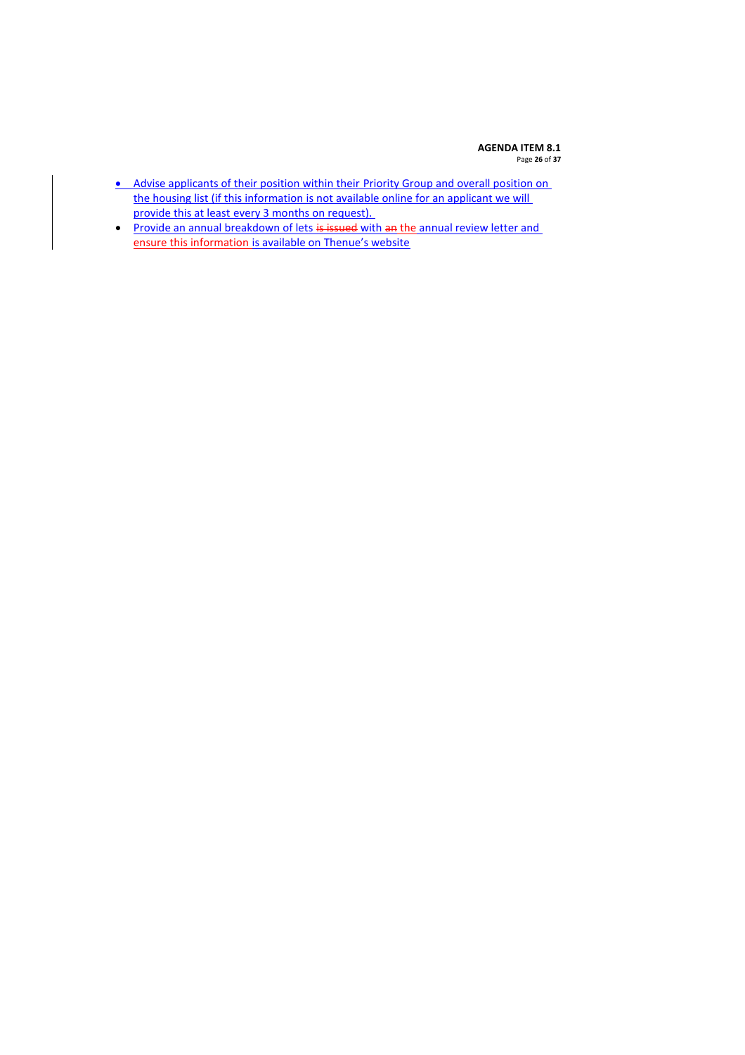- Advise applicants of their position within their Priority Group and overall position on the housing list (if this information is not available online for an applicant we will provide this at least every 3 months on request).
- Provide an annual breakdown of lets ~~is issued~~ with ~~an~~ the annual review letter and ensure this information is available on Thenue's website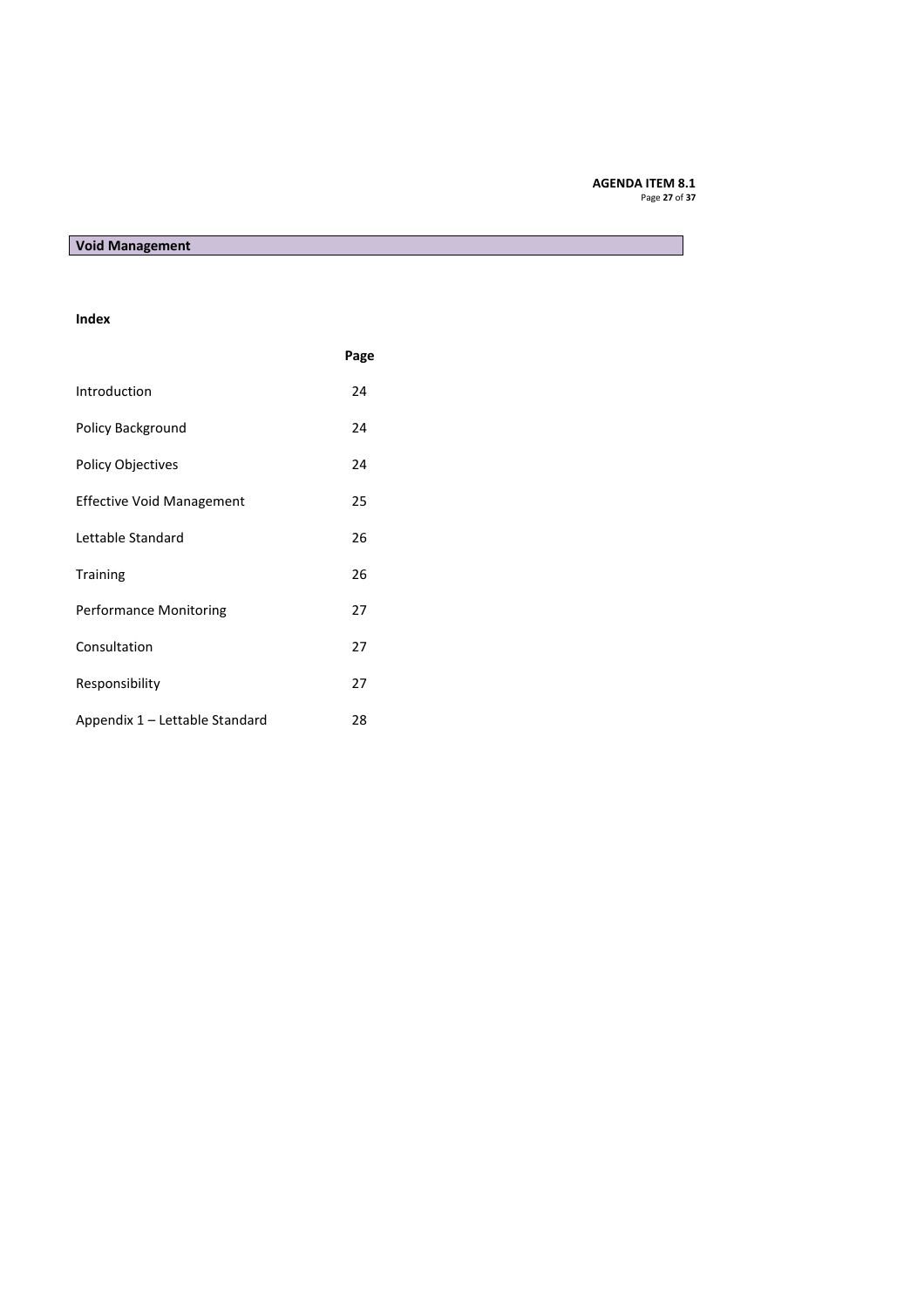## Void Management

**Index**

| | Page |
|---|---|
| Introduction | 24 |
| Policy Background | 24 |
| Policy Objectives | 24 |
| Effective Void Management | 25 |
| Lettable Standard | 26 |
| Training | 26 |
| Performance Monitoring | 27 |
| Consultation | 27 |
| Responsibility | 27 |
| Appendix 1 – Lettable Standard | 28 |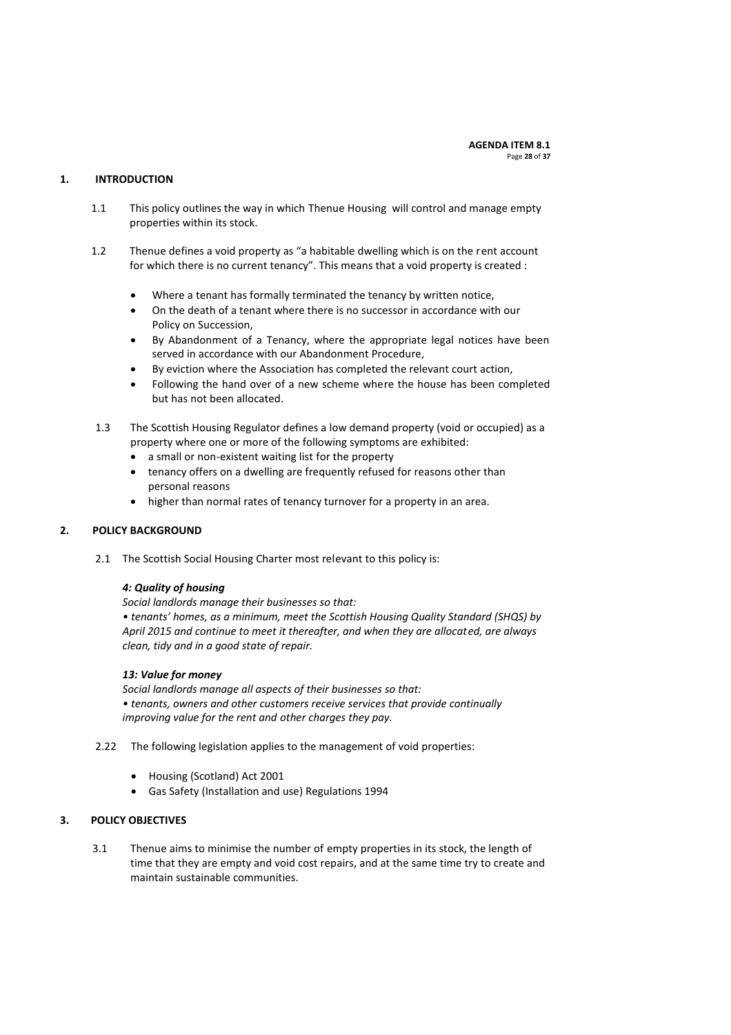## 1. INTRODUCTION

1.1 This policy outlines the way in which Thenue Housing will control and manage empty properties within its stock.

1.2 Thenue defines a void property as "a habitable dwelling which is on the rent account for which there is no current tenancy". This means that a void property is created :

- Where a tenant has formally terminated the tenancy by written notice,
- On the death of a tenant where there is no successor in accordance with our Policy on Succession,
- By Abandonment of a Tenancy, where the appropriate legal notices have been served in accordance with our Abandonment Procedure,
- By eviction where the Association has completed the relevant court action,
- Following the hand over of a new scheme where the house has been completed but has not been allocated.

1.3 The Scottish Housing Regulator defines a low demand property (void or occupied) as a property where one or more of the following symptoms are exhibited:

- a small or non-existent waiting list for the property
- tenancy offers on a dwelling are frequently refused for reasons other than personal reasons
- higher than normal rates of tenancy turnover for a property in an area.

## 2. POLICY BACKGROUND

2.1 The Scottish Social Housing Charter most relevant to this policy is:

***4: Quality of housing***

*Social landlords manage their businesses so that:*

*• tenants' homes, as a minimum, meet the Scottish Housing Quality Standard (SHQS) by April 2015 and continue to meet it thereafter, and when they are allocated, are always clean, tidy and in a good state of repair.*

***13: Value for money***

*Social landlords manage all aspects of their businesses so that:*

*• tenants, owners and other customers receive services that provide continually improving value for the rent and other charges they pay.*

2.22 The following legislation applies to the management of void properties:

- Housing (Scotland) Act 2001
- Gas Safety (Installation and use) Regulations 1994

## 3. POLICY OBJECTIVES

3.1 Thenue aims to minimise the number of empty properties in its stock, the length of time that they are empty and void cost repairs, and at the same time try to create and maintain sustainable communities.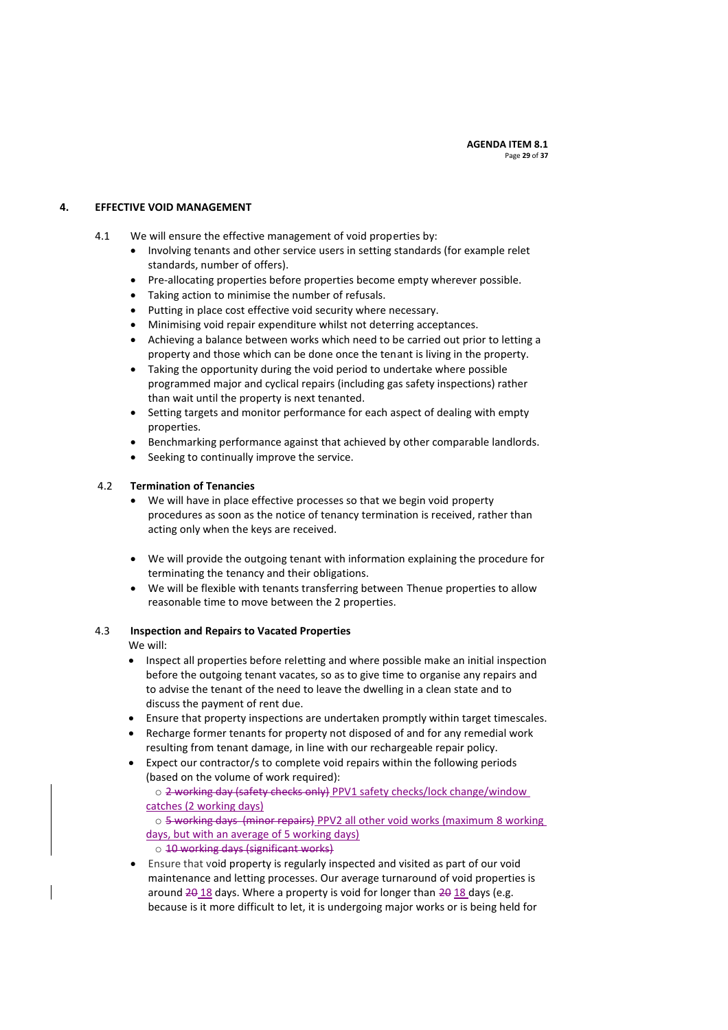## 4. EFFECTIVE VOID MANAGEMENT

4.1 We will ensure the effective management of void properties by:

- Involving tenants and other service users in setting standards (for example relet standards, number of offers).
- Pre-allocating properties before properties become empty wherever possible.
- Taking action to minimise the number of refusals.
- Putting in place cost effective void security where necessary.
- Minimising void repair expenditure whilst not deterring acceptances.
- Achieving a balance between works which need to be carried out prior to letting a property and those which can be done once the tenant is living in the property.
- Taking the opportunity during the void period to undertake where possible programmed major and cyclical repairs (including gas safety inspections) rather than wait until the property is next tenanted.
- Setting targets and monitor performance for each aspect of dealing with empty properties.
- Benchmarking performance against that achieved by other comparable landlords.
- Seeking to continually improve the service.

### 4.2 Termination of Tenancies

- We will have in place effective processes so that we begin void property procedures as soon as the notice of tenancy termination is received, rather than acting only when the keys are received.
- We will provide the outgoing tenant with information explaining the procedure for terminating the tenancy and their obligations.
- We will be flexible with tenants transferring between Thenue properties to allow reasonable time to move between the 2 properties.

### 4.3 Inspection and Repairs to Vacated Properties

We will:

- Inspect all properties before reletting and where possible make an initial inspection before the outgoing tenant vacates, so as to give time to organise any repairs and to advise the tenant of the need to leave the dwelling in a clean state and to discuss the payment of rent due.
- Ensure that property inspections are undertaken promptly within target timescales.
- Recharge former tenants for property not disposed of and for any remedial work resulting from tenant damage, in line with our rechargeable repair policy.
- Expect our contractor/s to complete void repairs within the following periods (based on the volume of work required):
  - ~~2 working day (safety checks only)~~ PPV1 safety checks/lock change/window catches (2 working days)
  - ~~5 working days (minor repairs)~~ PPV2 all other void works (maximum 8 working days, but with an average of 5 working days)
  - ~~10 working days (significant works)~~
- Ensure that void property is regularly inspected and visited as part of our void maintenance and letting processes. Our average turnaround of void properties is around ~~20~~ 18 days. Where a property is void for longer than ~~20~~ 18 days (e.g. because is it more difficult to let, it is undergoing major works or is being held for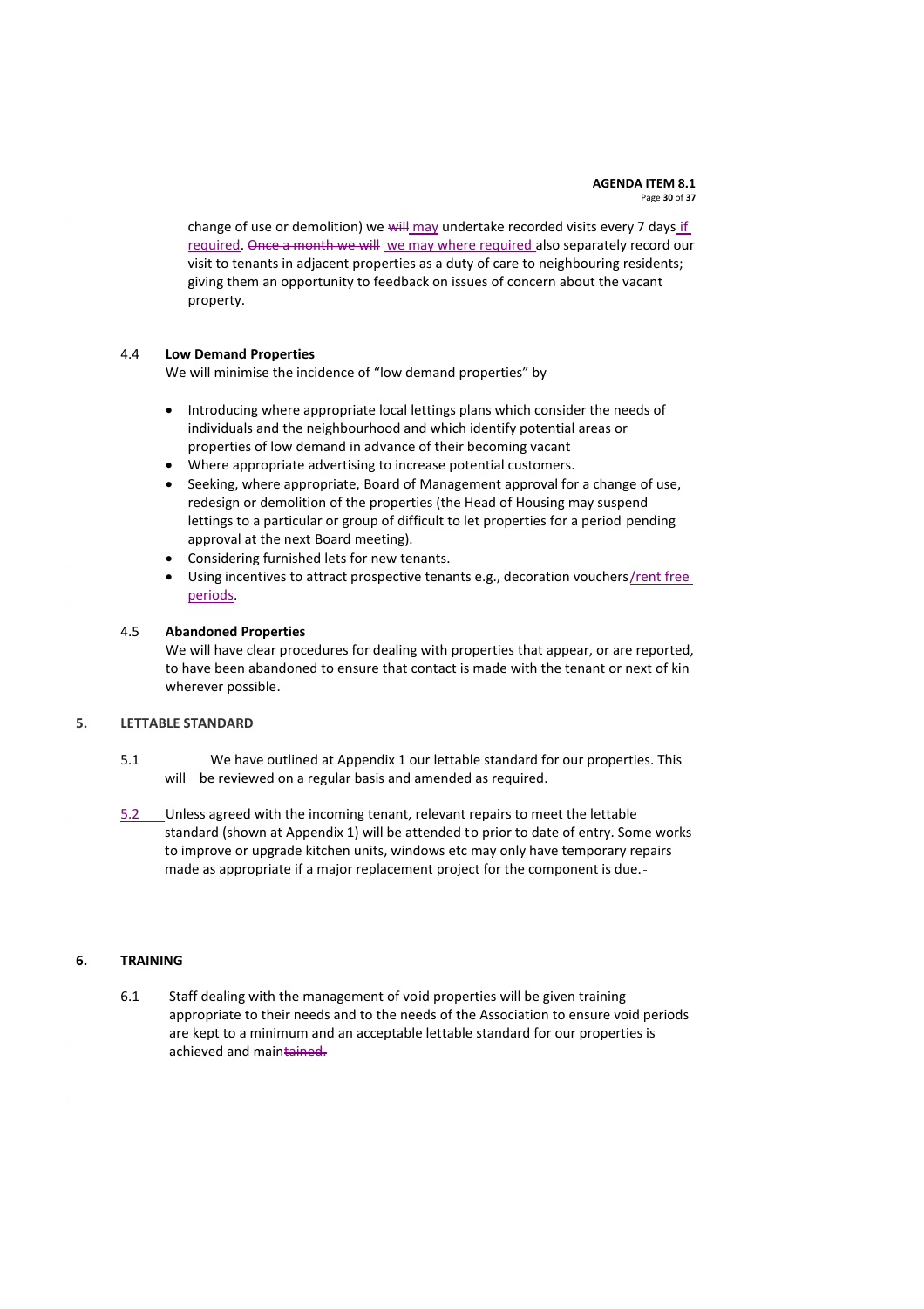change of use or demolition) we ~~will~~ may undertake recorded visits every 7 days if required. ~~Once a month we will~~ we may where required also separately record our visit to tenants in adjacent properties as a duty of care to neighbouring residents; giving them an opportunity to feedback on issues of concern about the vacant property.

4.4 **Low Demand Properties**

We will minimise the incidence of "low demand properties" by

- Introducing where appropriate local lettings plans which consider the needs of individuals and the neighbourhood and which identify potential areas or properties of low demand in advance of their becoming vacant
- Where appropriate advertising to increase potential customers.
- Seeking, where appropriate, Board of Management approval for a change of use, redesign or demolition of the properties (the Head of Housing may suspend lettings to a particular or group of difficult to let properties for a period pending approval at the next Board meeting).
- Considering furnished lets for new tenants.
- Using incentives to attract prospective tenants e.g., decoration vouchers/rent free periods.

4.5 **Abandoned Properties**

We will have clear procedures for dealing with properties that appear, or are reported, to have been abandoned to ensure that contact is made with the tenant or next of kin wherever possible.

## 5. LETTABLE STANDARD

5.1 We have outlined at Appendix 1 our lettable standard for our properties. This will be reviewed on a regular basis and amended as required.

5.2 Unless agreed with the incoming tenant, relevant repairs to meet the lettable standard (shown at Appendix 1) will be attended to prior to date of entry. Some works to improve or upgrade kitchen units, windows etc may only have temporary repairs made as appropriate if a major replacement project for the component is due.

## 6. TRAINING

6.1 Staff dealing with the management of void properties will be given training appropriate to their needs and to the needs of the Association to ensure void periods are kept to a minimum and an acceptable lettable standard for our properties is achieved and main~~tained.~~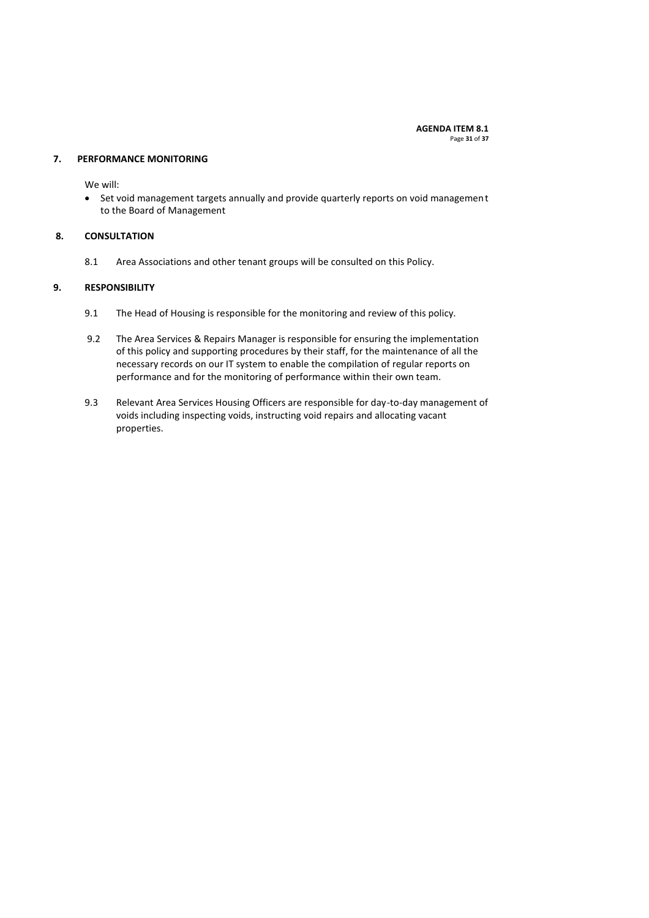## 7. PERFORMANCE MONITORING

We will:

- Set void management targets annually and provide quarterly reports on void management to the Board of Management

## 8. CONSULTATION

8.1 Area Associations and other tenant groups will be consulted on this Policy.

## 9. RESPONSIBILITY

9.1 The Head of Housing is responsible for the monitoring and review of this policy.

9.2 The Area Services & Repairs Manager is responsible for ensuring the implementation of this policy and supporting procedures by their staff, for the maintenance of all the necessary records on our IT system to enable the compilation of regular reports on performance and for the monitoring of performance within their own team.

9.3 Relevant Area Services Housing Officers are responsible for day-to-day management of voids including inspecting voids, instructing void repairs and allocating vacant properties.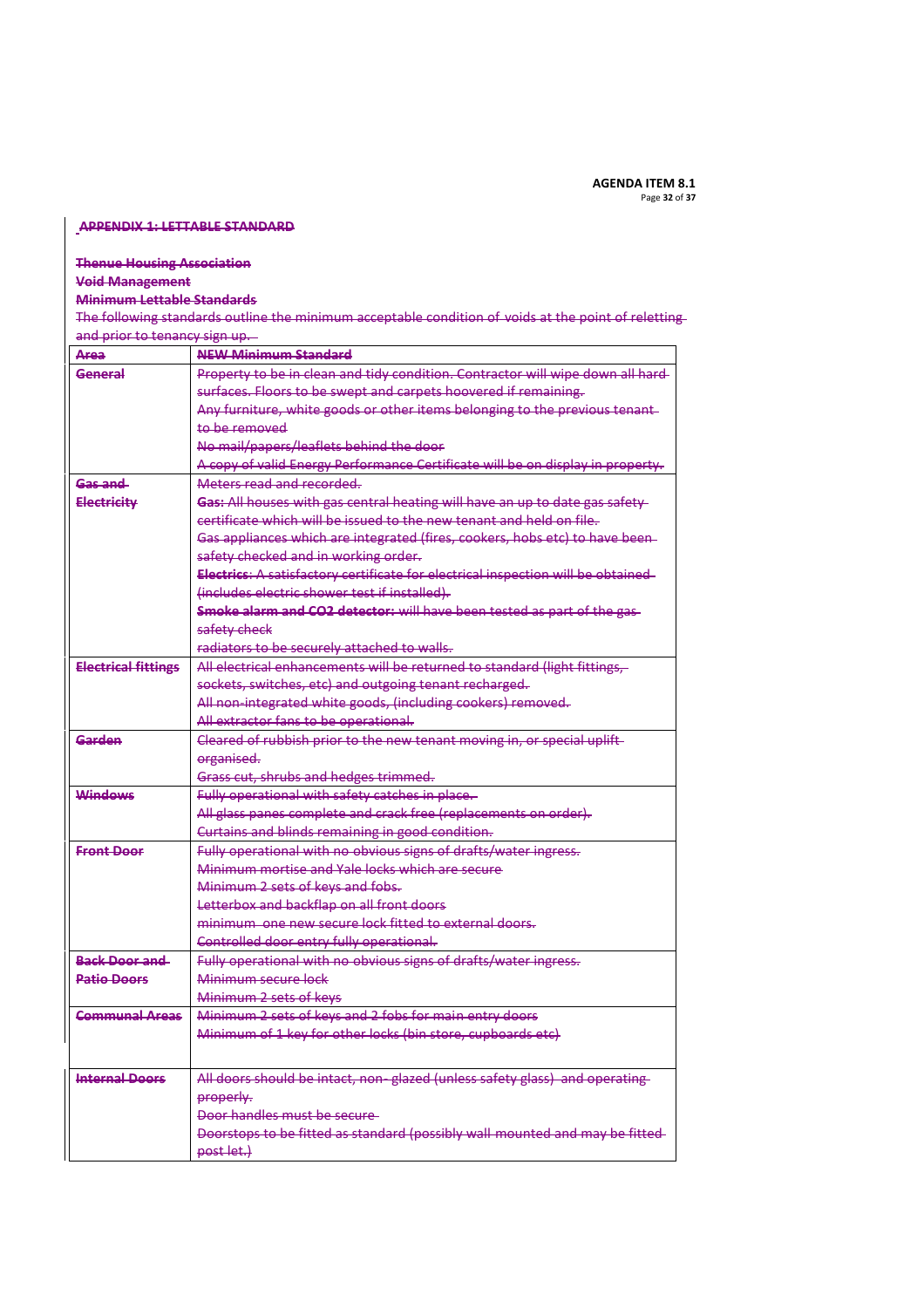**AGENDA ITEM 8.1**

~~**APPENDIX 1: LETTABLE STANDARD**~~

~~**Thenue Housing Association**~~
~~**Void Management**~~
~~**Minimum Lettable Standards**~~
~~The following standards outline the minimum acceptable condition of voids at the point of reletting and prior to tenancy sign up.~~

| ~~**Area**~~ | ~~**NEW Minimum Standard**~~ |
|---|---|
| ~~**General**~~ | ~~Property to be in clean and tidy condition. Contractor will wipe down all hard surfaces. Floors to be swept and carpets hoovered if remaining.~~<br>~~Any furniture, white goods or other items belonging to the previous tenant to be removed~~<br>~~No mail/papers/leaflets behind the door~~<br>~~A copy of valid Energy Performance Certificate will be on display in property.~~ |
| ~~**Gas and Electricity**~~ | ~~Meters read and recorded.~~<br>~~**Gas:** All houses with gas central heating will have an up to date gas safety certificate which will be issued to the new tenant and held on file.~~<br>~~Gas appliances which are integrated (fires, cookers, hobs etc) to have been safety checked and in working order.~~<br>~~**Electrics**: A satisfactory certificate for electrical inspection will be obtained (includes electric shower test if installed).~~<br>~~**Smoke alarm and CO2 detector:** will have been tested as part of the gas safety check~~<br>~~radiators to be securely attached to walls.~~ |
| ~~**Electrical fittings**~~ | ~~All electrical enhancements will be returned to standard (light fittings, sockets, switches, etc) and outgoing tenant recharged.~~<br>~~All non-integrated white goods, (including cookers) removed.~~<br>~~All extractor fans to be operational.~~ |
| ~~**Garden**~~ | ~~Cleared of rubbish prior to the new tenant moving in, or special uplift organised.~~<br>~~Grass cut, shrubs and hedges trimmed.~~ |
| ~~**Windows**~~ | ~~Fully operational with safety catches in place.~~<br>~~All glass panes complete and crack free (replacements on order).~~<br>~~Curtains and blinds remaining in good condition.~~ |
| ~~**Front Door**~~ | ~~Fully operational with no obvious signs of drafts/water ingress.~~<br>~~Minimum mortise and Yale locks which are secure~~<br>~~Minimum 2 sets of keys and fobs.~~<br>~~Letterbox and backflap on all front doors~~<br>~~minimum one new secure lock fitted to external doors.~~<br>~~Controlled door entry fully operational.~~ |
| ~~**Back Door and Patio Doors**~~ | ~~Fully operational with no obvious signs of drafts/water ingress.~~<br>~~Minimum secure lock~~<br>~~Minimum 2 sets of keys~~ |
| ~~**Communal Areas**~~ | ~~Minimum 2 sets of keys and 2 fobs for main entry doors~~<br>~~Minimum of 1 key for other locks (bin store, cupboards etc)~~ |
| ~~**Internal Doors**~~ | ~~All doors should be intact, non- glazed (unless safety glass) and operating properly.~~<br>~~Door handles must be secure~~<br>~~Doorstops to be fitted as standard (possibly wall mounted and may be fitted post let.)~~ |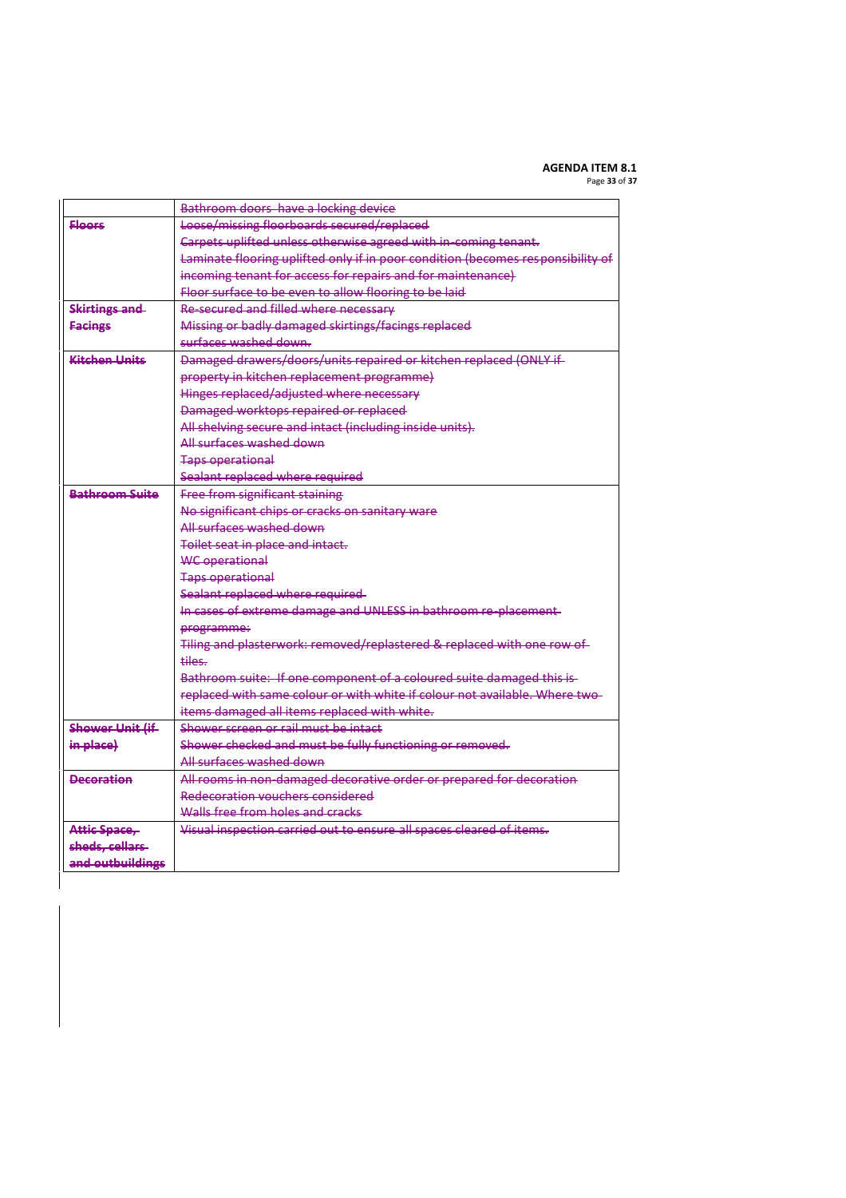**AGENDA ITEM 8.1**

| | |
|---|---|
| | ~~Bathroom doors have a locking device~~ |
| ~~**Floors**~~ | ~~Loose/missing floorboards secured/replaced~~<br>~~Carpets uplifted unless otherwise agreed with in-coming tenant.~~<br>~~Laminate flooring uplifted only if in poor condition (becomes responsibility of incoming tenant for access for repairs and for maintenance)~~<br>~~Floor surface to be even to allow flooring to be laid~~ |
| ~~**Skirtings and Facings**~~ | ~~Re-secured and filled where necessary~~<br>~~Missing or badly damaged skirtings/facings replaced~~<br>~~surfaces washed down.~~ |
| ~~**Kitchen Units**~~ | ~~Damaged drawers/doors/units repaired or kitchen replaced (ONLY if property in kitchen replacement programme)~~<br>~~Hinges replaced/adjusted where necessary~~<br>~~Damaged worktops repaired or replaced~~<br>~~All shelving secure and intact (including inside units).~~<br>~~All surfaces washed down~~<br>~~Taps operational~~<br>~~Sealant replaced where required~~ |
| ~~**Bathroom Suite**~~ | ~~Free from significant staining~~<br>~~No significant chips or cracks on sanitary ware~~<br>~~All surfaces washed down~~<br>~~Toilet seat in place and intact.~~<br>~~WC operational~~<br>~~Taps operational~~<br>~~Sealant replaced where required~~<br>~~In cases of extreme damage and UNLESS in bathroom re-placement programme:~~<br>~~Tiling and plasterwork: removed/replastered & replaced with one row of tiles.~~<br>~~Bathroom suite: If one component of a coloured suite damaged this is replaced with same colour or with white if colour not available. Where two items damaged all items replaced with white.~~ |
| ~~**Shower Unit (if in place)**~~ | ~~Shower screen or rail must be intact~~<br>~~Shower checked and must be fully functioning or removed.~~<br>~~All surfaces washed down~~ |
| ~~**Decoration**~~ | ~~All rooms in non-damaged decorative order or prepared for decoration~~<br>~~Redecoration vouchers considered~~<br>~~Walls free from holes and cracks~~ |
| ~~**Attic Space, sheds, cellars and outbuildings**~~ | ~~Visual inspection carried out to ensure all spaces cleared of items.~~ |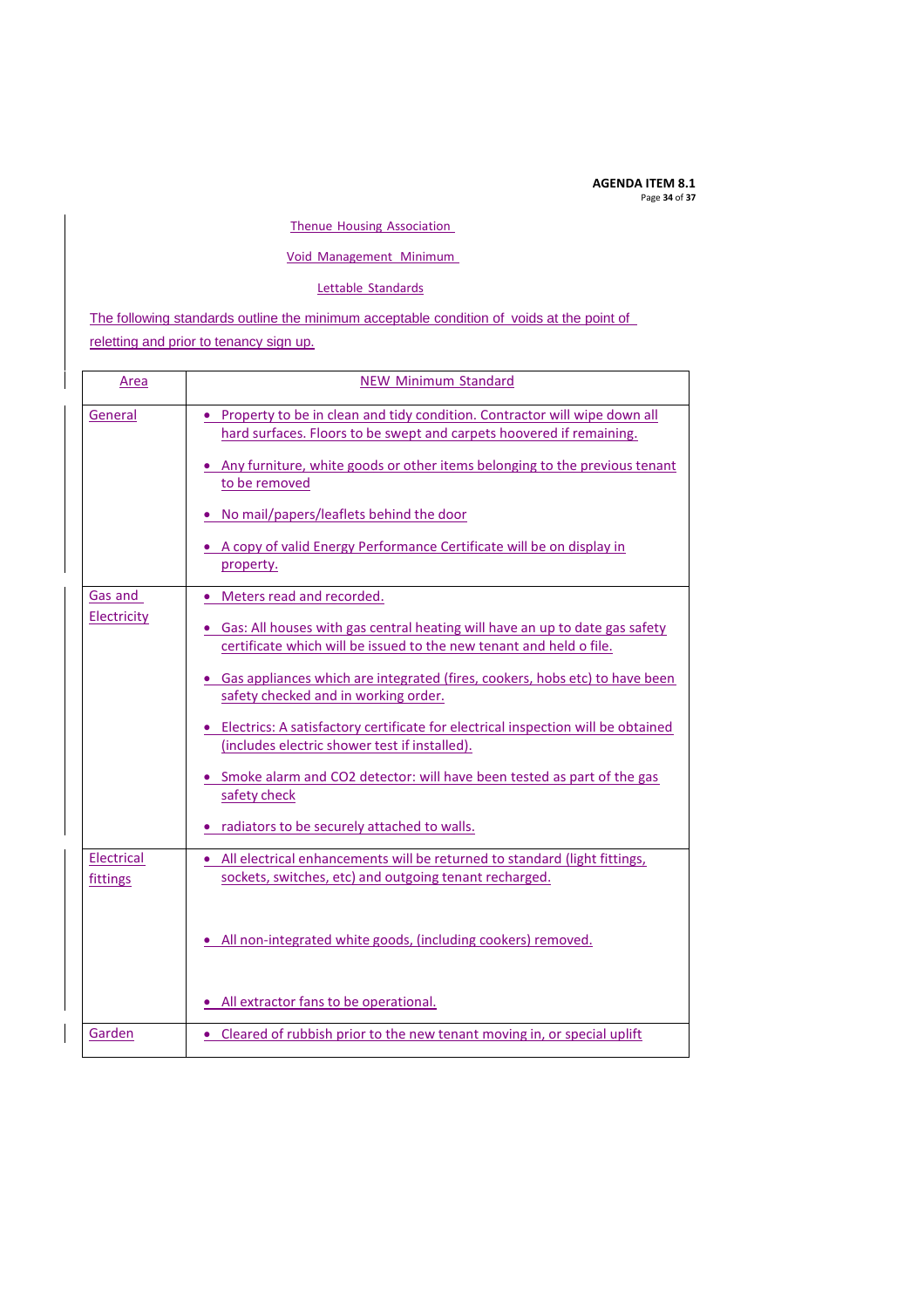AGENDA ITEM 8.1

Thenue Housing Association

Void Management Minimum

Lettable Standards

The following standards outline the minimum acceptable condition of voids at the point of reletting and prior to tenancy sign up.

| Area | NEW Minimum Standard |
|---|---|
| General | • Property to be in clean and tidy condition. Contractor will wipe down all hard surfaces. Floors to be swept and carpets hoovered if remaining.<br><br>• Any furniture, white goods or other items belonging to the previous tenant to be removed<br><br>• No mail/papers/leaflets behind the door<br><br>• A copy of valid Energy Performance Certificate will be on display in property. |
| Gas and Electricity | • Meters read and recorded.<br><br>• Gas: All houses with gas central heating will have an up to date gas safety certificate which will be issued to the new tenant and held o file.<br><br>• Gas appliances which are integrated (fires, cookers, hobs etc) to have been safety checked and in working order.<br><br>• Electrics: A satisfactory certificate for electrical inspection will be obtained (includes electric shower test if installed).<br><br>• Smoke alarm and CO2 detector: will have been tested as part of the gas safety check<br><br>• radiators to be securely attached to walls. |
| Electrical fittings | • All electrical enhancements will be returned to standard (light fittings, sockets, switches, etc) and outgoing tenant recharged.<br><br>• All non-integrated white goods, (including cookers) removed.<br><br>• All extractor fans to be operational. |
| Garden | • Cleared of rubbish prior to the new tenant moving in, or special uplift |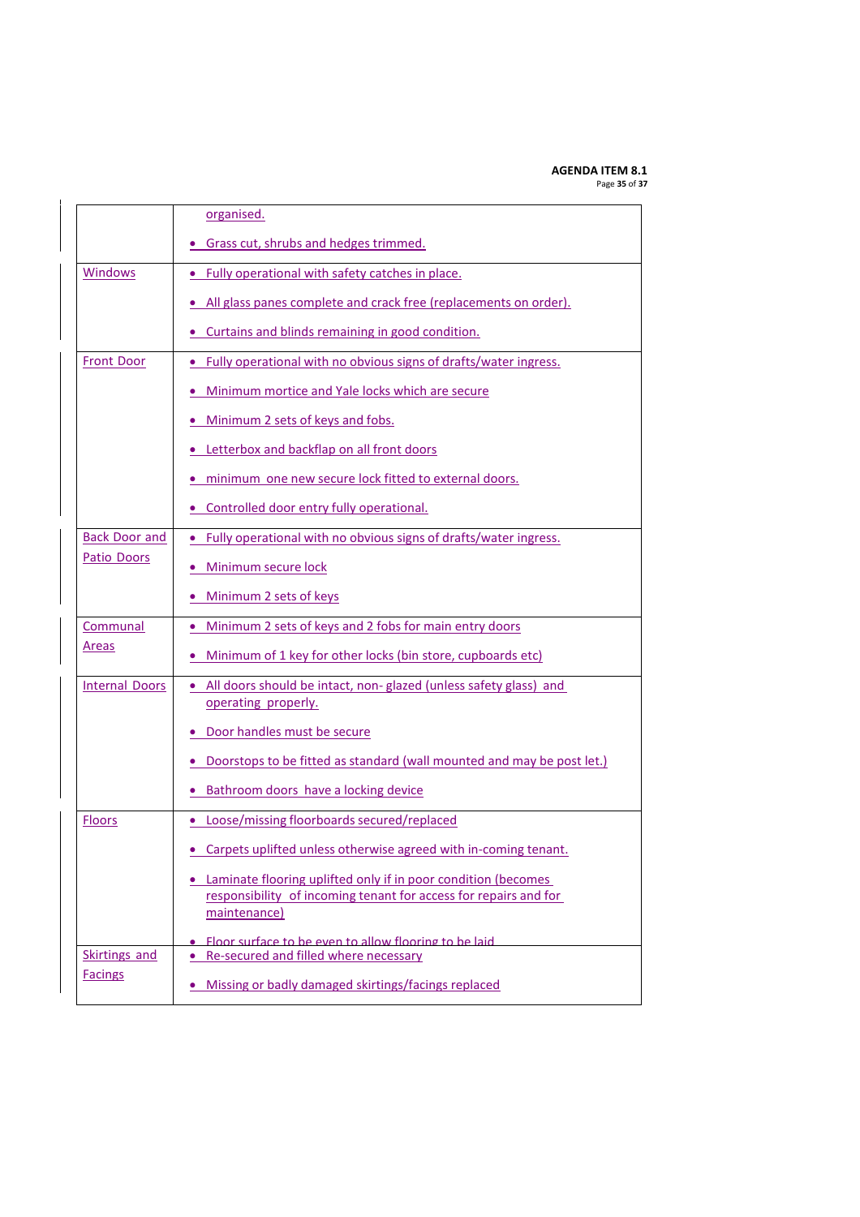| | |
|---|---|
| | organised.<br>• Grass cut, shrubs and hedges trimmed. |
| Windows | • Fully operational with safety catches in place.<br>• All glass panes complete and crack free (replacements on order).<br>• Curtains and blinds remaining in good condition. |
| Front Door | • Fully operational with no obvious signs of drafts/water ingress.<br>• Minimum mortice and Yale locks which are secure<br>• Minimum 2 sets of keys and fobs.<br>• Letterbox and backflap on all front doors<br>• minimum one new secure lock fitted to external doors.<br>• Controlled door entry fully operational. |
| Back Door and Patio Doors | • Fully operational with no obvious signs of drafts/water ingress.<br>• Minimum secure lock<br>• Minimum 2 sets of keys |
| Communal Areas | • Minimum 2 sets of keys and 2 fobs for main entry doors<br>• Minimum of 1 key for other locks (bin store, cupboards etc) |
| Internal Doors | • All doors should be intact, non- glazed (unless safety glass) and operating properly.<br>• Door handles must be secure<br>• Doorstops to be fitted as standard (wall mounted and may be post let.)<br>• Bathroom doors have a locking device |
| Floors | • Loose/missing floorboards secured/replaced<br>• Carpets uplifted unless otherwise agreed with in-coming tenant.<br>• Laminate flooring uplifted only if in poor condition (becomes responsibility of incoming tenant for access for repairs and for maintenance)<br>• Floor surface to be even to allow flooring to be laid |
| Skirtings and Facings | • Re-secured and filled where necessary<br>• Missing or badly damaged skirtings/facings replaced |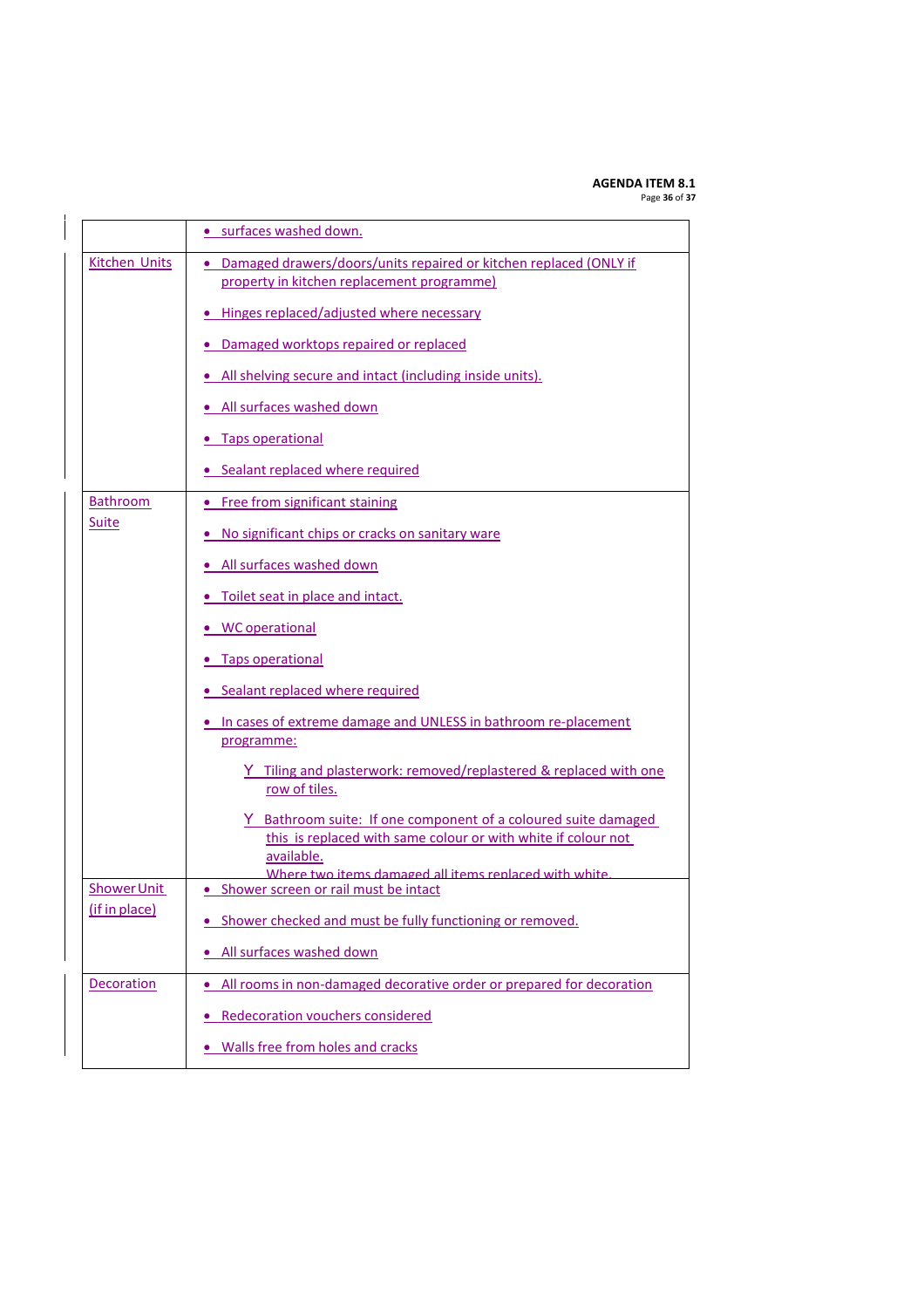| | |
|---|---|
| | • surfaces washed down. |
| Kitchen Units | • Damaged drawers/doors/units repaired or kitchen replaced (ONLY if property in kitchen replacement programme)<br>• Hinges replaced/adjusted where necessary<br>• Damaged worktops repaired or replaced<br>• All shelving secure and intact (including inside units).<br>• All surfaces washed down<br>• Taps operational<br>• Sealant replaced where required |
| Bathroom Suite | • Free from significant staining<br>• No significant chips or cracks on sanitary ware<br>• All surfaces washed down<br>• Toilet seat in place and intact.<br>• WC operational<br>• Taps operational<br>• Sealant replaced where required<br>• In cases of extreme damage and UNLESS in bathroom re-placement programme:<br>    ➢ Tiling and plasterwork: removed/replastered & replaced with one row of tiles.<br>    ➢ Bathroom suite: If one component of a coloured suite damaged this is replaced with same colour or with white if colour not available. Where two items damaged all items replaced with white. |
| Shower Unit (if in place) | • Shower screen or rail must be intact<br>• Shower checked and must be fully functioning or removed.<br>• All surfaces washed down |
| Decoration | • All rooms in non-damaged decorative order or prepared for decoration<br>• Redecoration vouchers considered<br>• Walls free from holes and cracks |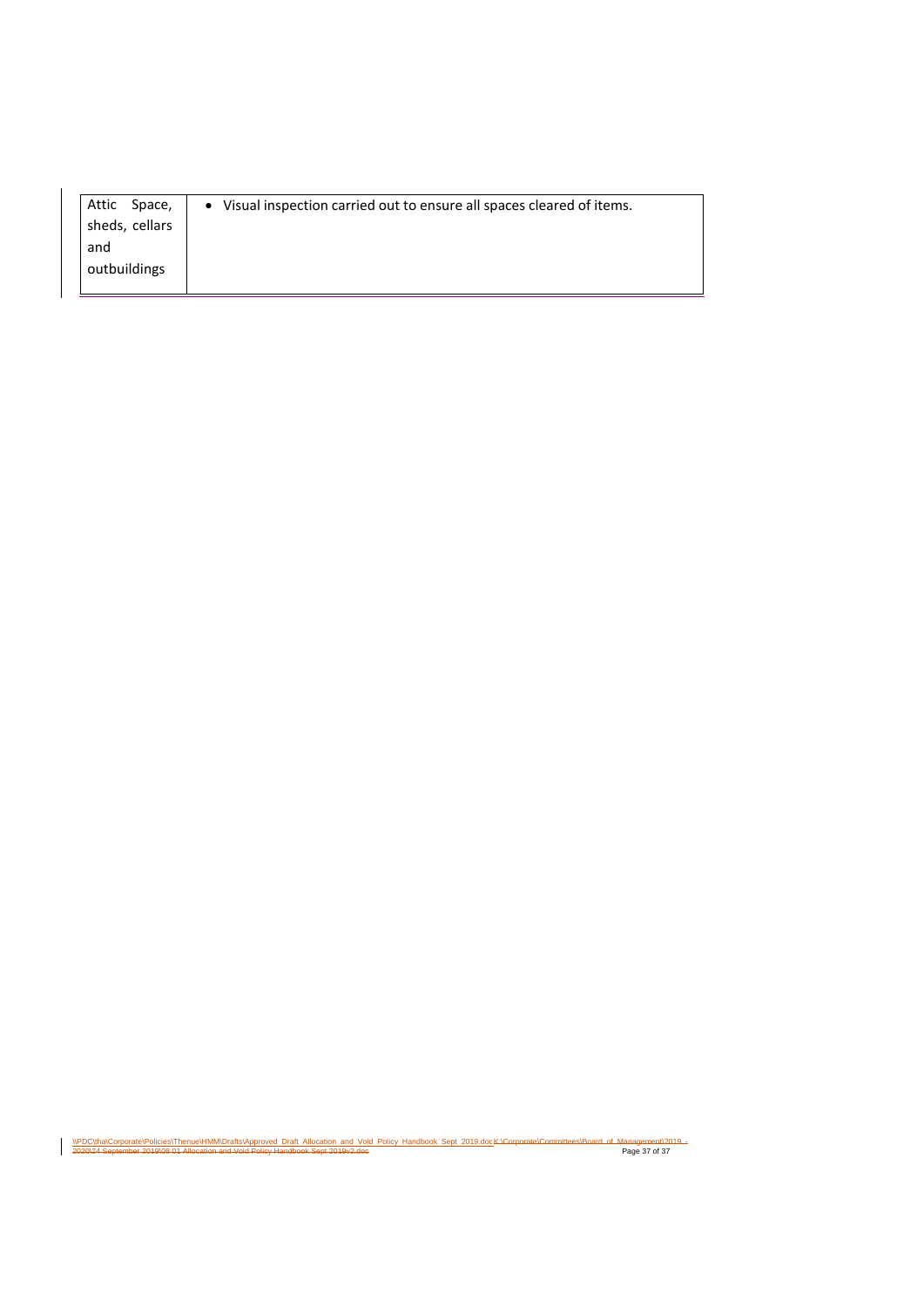| | |
|---|---|
| Attic Space, sheds, cellars and outbuildings | • Visual inspection carried out to ensure all spaces cleared of items. |